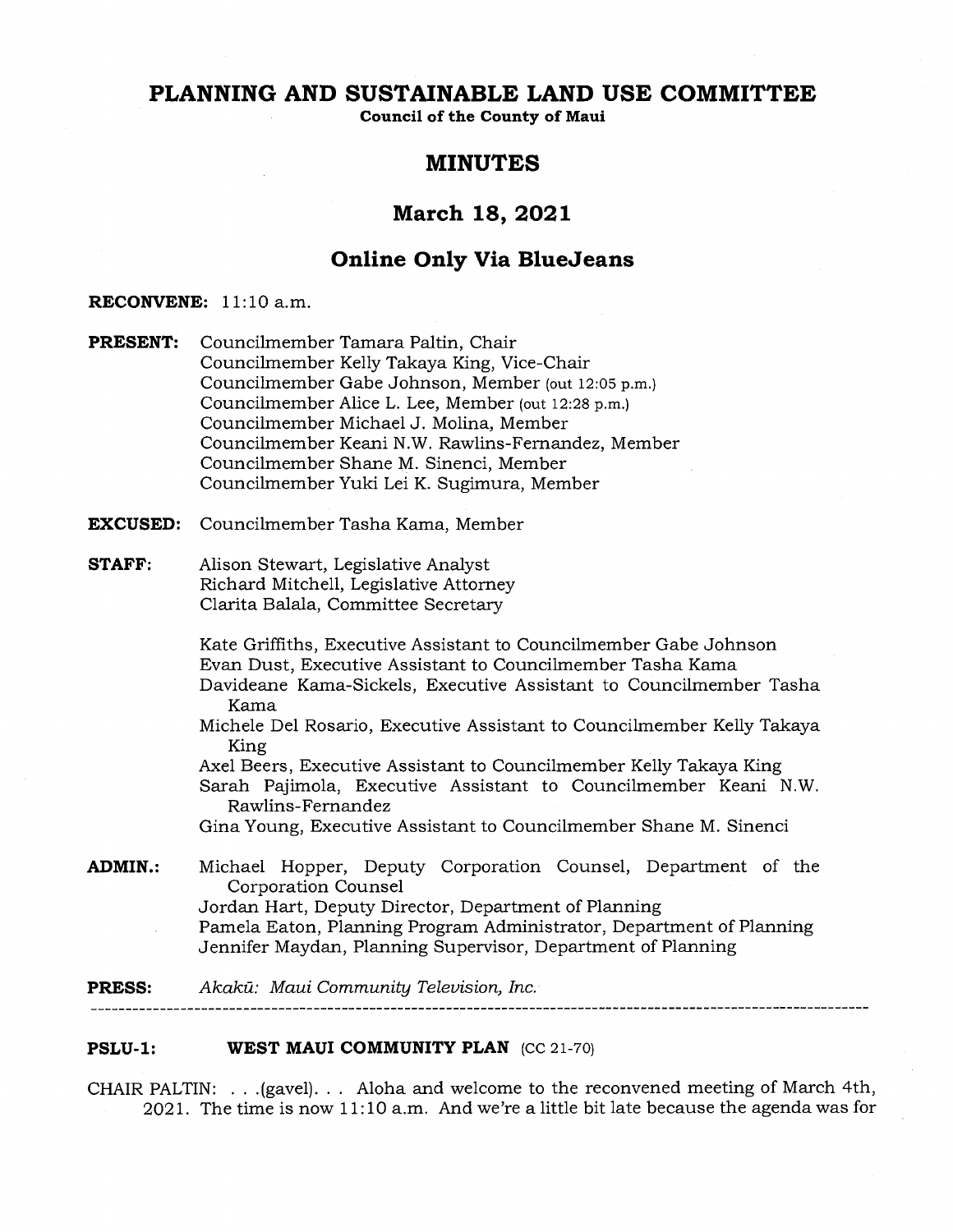# PLANNING AND SUSTAINABLE LAND USE COMMITTEE

**Council of the County of Maui**

## MINUTES

## March 18, 2021

## Online Only Via BlueJeans

**RECONVENE:** 11:10 a.m.

**PRESENT:**
Councilmember Tamara Paltin, Chair
Councilmember Kelly Takaya King, Vice-Chair
Councilmember Gabe Johnson, Member (out 12:05 p.m.)
Councilmember Alice L. Lee, Member (out 12:28 p.m.)
Councilmember Michael J. Molina, Member
Councilmember Keani N.W. Rawlins-Fernandez, Member
Councilmember Shane M. Sinenci, Member
Councilmember Yuki Lei K. Sugimura, Member

**EXCUSED:** Councilmember Tasha Kama, Member

**STAFF:**
Alison Stewart, Legislative Analyst
Richard Mitchell, Legislative Attorney
Clarita Balala, Committee Secretary

Kate Griffiths, Executive Assistant to Councilmember Gabe Johnson
Evan Dust, Executive Assistant to Councilmember Tasha Kama
Davideane Kama-Sickels, Executive Assistant to Councilmember Tasha Kama
Michele Del Rosario, Executive Assistant to Councilmember Kelly Takaya King
Axel Beers, Executive Assistant to Councilmember Kelly Takaya King
Sarah Pajimola, Executive Assistant to Councilmember Keani N.W. Rawlins-Fernandez
Gina Young, Executive Assistant to Councilmember Shane M. Sinenci

**ADMIN.:**
Michael Hopper, Deputy Corporation Counsel, Department of the Corporation Counsel
Jordan Hart, Deputy Director, Department of Planning
Pamela Eaton, Planning Program Administrator, Department of Planning
Jennifer Maydan, Planning Supervisor, Department of Planning

**PRESS:** *Akakū: Maui Community Television, Inc.*

---

**PSLU-1: WEST MAUI COMMUNITY PLAN** (CC 21-70)

CHAIR PALTIN: . . .(gavel). . . Aloha and welcome to the reconvened meeting of March 4th, 2021. The time is now 11:10 a.m. And we're a little bit late because the agenda was for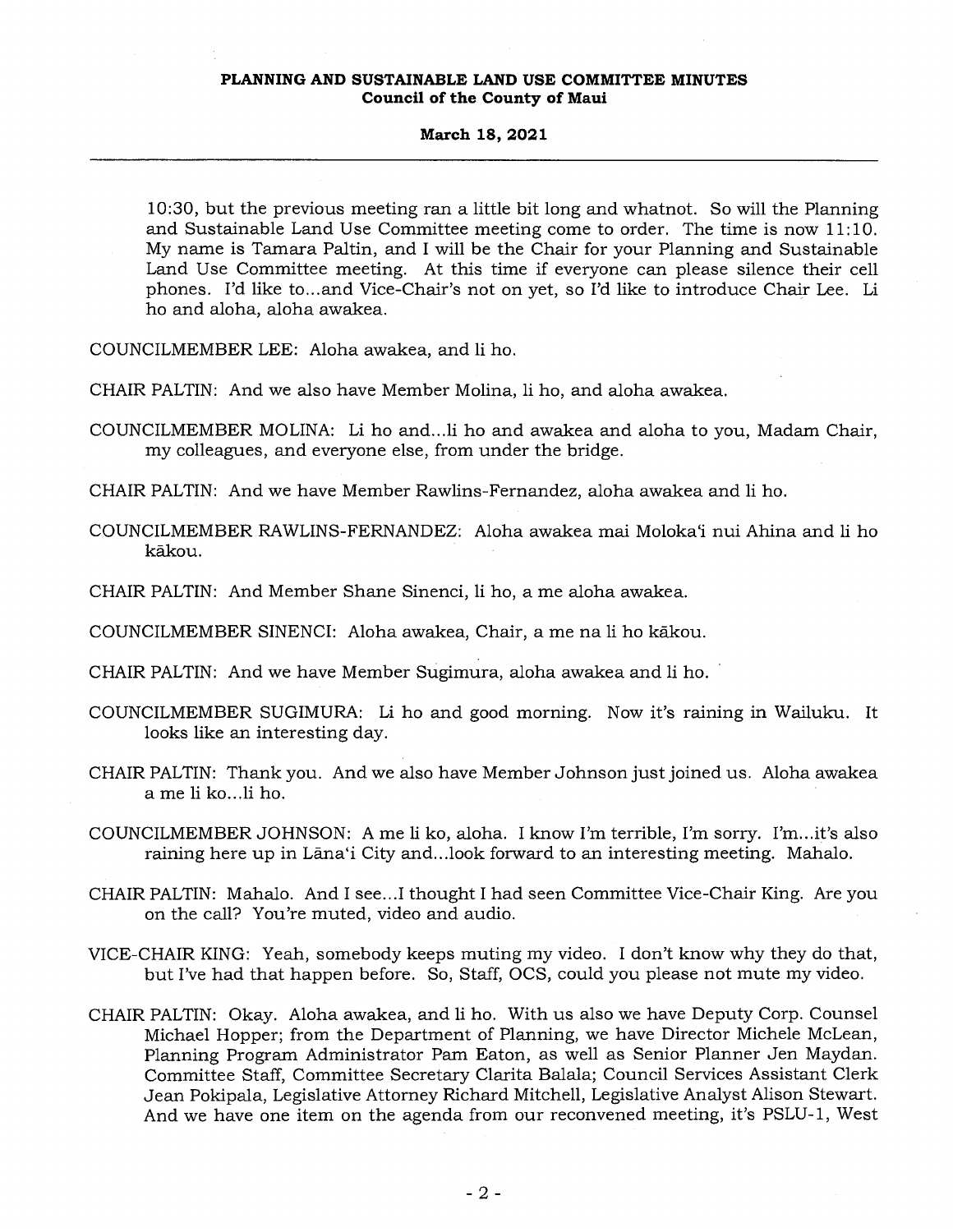10:30, but the previous meeting ran a little bit long and whatnot. So will the Planning and Sustainable Land Use Committee meeting come to order. The time is now 11:10. My name is Tamara Paltin, and I will be the Chair for your Planning and Sustainable Land Use Committee meeting. At this time if everyone can please silence their cell phones. I'd like to...and Vice-Chair's not on yet, so I'd like to introduce Chair Lee. Li ho and aloha, aloha awakea.

COUNCILMEMBER LEE: Aloha awakea, and li ho.

CHAIR PALTIN: And we also have Member Molina, li ho, and aloha awakea.

COUNCILMEMBER MOLINA: Li ho and...li ho and awakea and aloha to you, Madam Chair, my colleagues, and everyone else, from under the bridge.

CHAIR PALTIN: And we have Member Rawlins-Fernandez, aloha awakea and li ho.

COUNCILMEMBER RAWLINS-FERNANDEZ: Aloha awakea mai Moloka'i nui Ahina and li ho kākou.

CHAIR PALTIN: And Member Shane Sinenci, li ho, a me aloha awakea.

COUNCILMEMBER SINENCI: Aloha awakea, Chair, a me na li ho kākou.

CHAIR PALTIN: And we have Member Sugimura, aloha awakea and li ho.

COUNCILMEMBER SUGIMURA: Li ho and good morning. Now it's raining in Wailuku. It looks like an interesting day.

CHAIR PALTIN: Thank you. And we also have Member Johnson just joined us. Aloha awakea a me li ko...li ho.

COUNCILMEMBER JOHNSON: A me li ko, aloha. I know I'm terrible, I'm sorry. I'm...it's also raining here up in Lāna'i City and...look forward to an interesting meeting. Mahalo.

CHAIR PALTIN: Mahalo. And I see...I thought I had seen Committee Vice-Chair King. Are you on the call? You're muted, video and audio.

VICE-CHAIR KING: Yeah, somebody keeps muting my video. I don't know why they do that, but I've had that happen before. So, Staff, OCS, could you please not mute my video.

CHAIR PALTIN: Okay. Aloha awakea, and li ho. With us also we have Deputy Corp. Counsel Michael Hopper; from the Department of Planning, we have Director Michele McLean, Planning Program Administrator Pam Eaton, as well as Senior Planner Jen Maydan. Committee Staff, Committee Secretary Clarita Balala; Council Services Assistant Clerk Jean Pokipala, Legislative Attorney Richard Mitchell, Legislative Analyst Alison Stewart. And we have one item on the agenda from our reconvened meeting, it's PSLU-1, West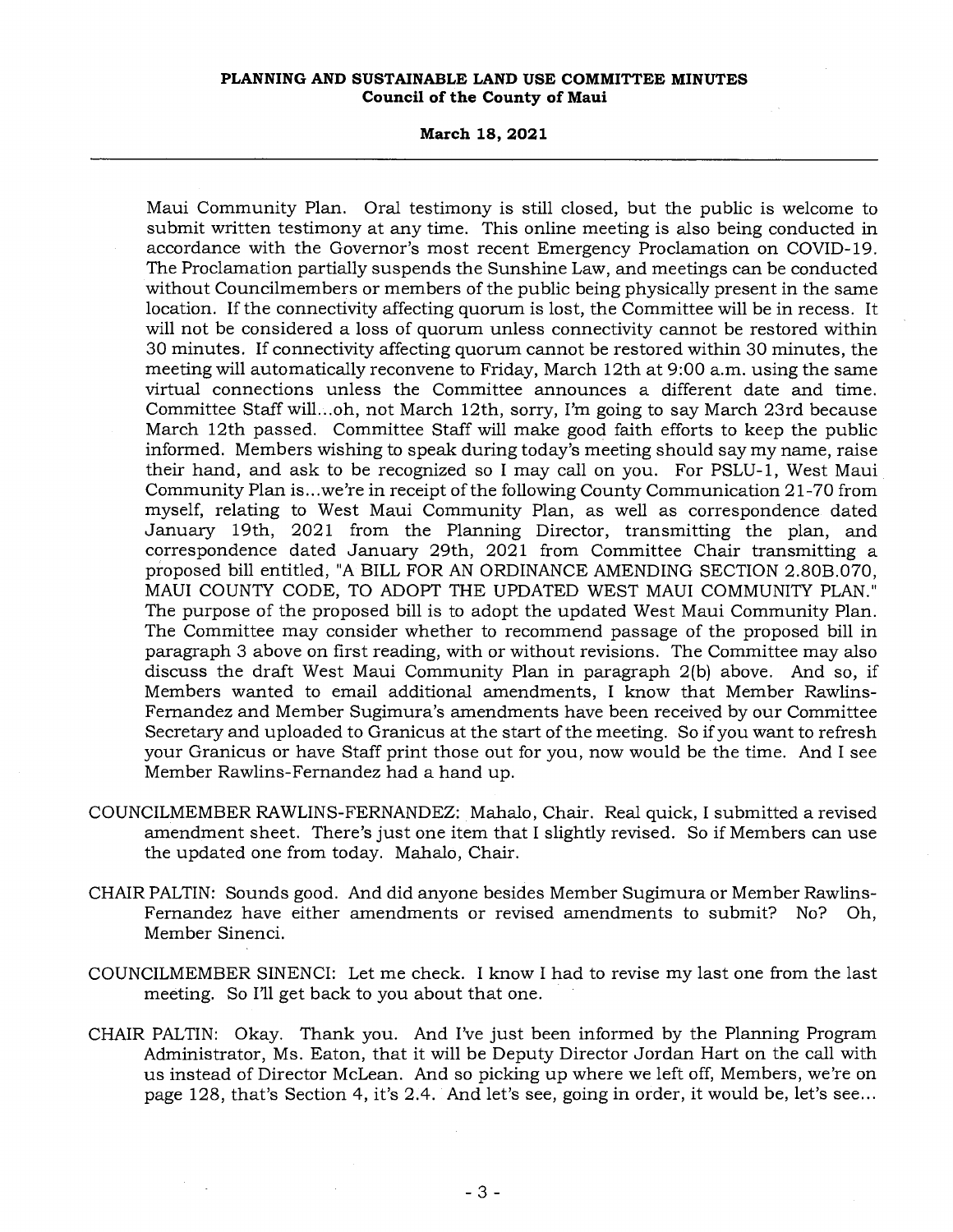Maui Community Plan. Oral testimony is still closed, but the public is welcome to submit written testimony at any time. This online meeting is also being conducted in accordance with the Governor's most recent Emergency Proclamation on COVID-19. The Proclamation partially suspends the Sunshine Law, and meetings can be conducted without Councilmembers or members of the public being physically present in the same location. If the connectivity affecting quorum is lost, the Committee will be in recess. It will not be considered a loss of quorum unless connectivity cannot be restored within 30 minutes. If connectivity affecting quorum cannot be restored within 30 minutes, the meeting will automatically reconvene to Friday, March 12th at 9:00 a.m. using the same virtual connections unless the Committee announces a different date and time. Committee Staff will...oh, not March 12th, sorry, I'm going to say March 23rd because March 12th passed. Committee Staff will make good faith efforts to keep the public informed. Members wishing to speak during today's meeting should say my name, raise their hand, and ask to be recognized so I may call on you. For PSLU-1, West Maui Community Plan is...we're in receipt of the following County Communication 21-70 from myself, relating to West Maui Community Plan, as well as correspondence dated January 19th, 2021 from the Planning Director, transmitting the plan, and correspondence dated January 29th, 2021 from Committee Chair transmitting a proposed bill entitled, "A BILL FOR AN ORDINANCE AMENDING SECTION 2.80B.070, MAUI COUNTY CODE, TO ADOPT THE UPDATED WEST MAUI COMMUNITY PLAN." The purpose of the proposed bill is to adopt the updated West Maui Community Plan. The Committee may consider whether to recommend passage of the proposed bill in paragraph 3 above on first reading, with or without revisions. The Committee may also discuss the draft West Maui Community Plan in paragraph 2(b) above. And so, if Members wanted to email additional amendments, I know that Member Rawlins-Fernandez and Member Sugimura's amendments have been received by our Committee Secretary and uploaded to Granicus at the start of the meeting. So if you want to refresh your Granicus or have Staff print those out for you, now would be the time. And I see Member Rawlins-Fernandez had a hand up.

COUNCILMEMBER RAWLINS-FERNANDEZ: Mahalo, Chair. Real quick, I submitted a revised amendment sheet. There's just one item that I slightly revised. So if Members can use the updated one from today. Mahalo, Chair.

CHAIR PALTIN: Sounds good. And did anyone besides Member Sugimura or Member Rawlins-Fernandez have either amendments or revised amendments to submit? No? Oh, Member Sinenci.

COUNCILMEMBER SINENCI: Let me check. I know I had to revise my last one from the last meeting. So I'll get back to you about that one.

CHAIR PALTIN: Okay. Thank you. And I've just been informed by the Planning Program Administrator, Ms. Eaton, that it will be Deputy Director Jordan Hart on the call with us instead of Director McLean. And so picking up where we left off, Members, we're on page 128, that's Section 4, it's 2.4. And let's see, going in order, it would be, let's see...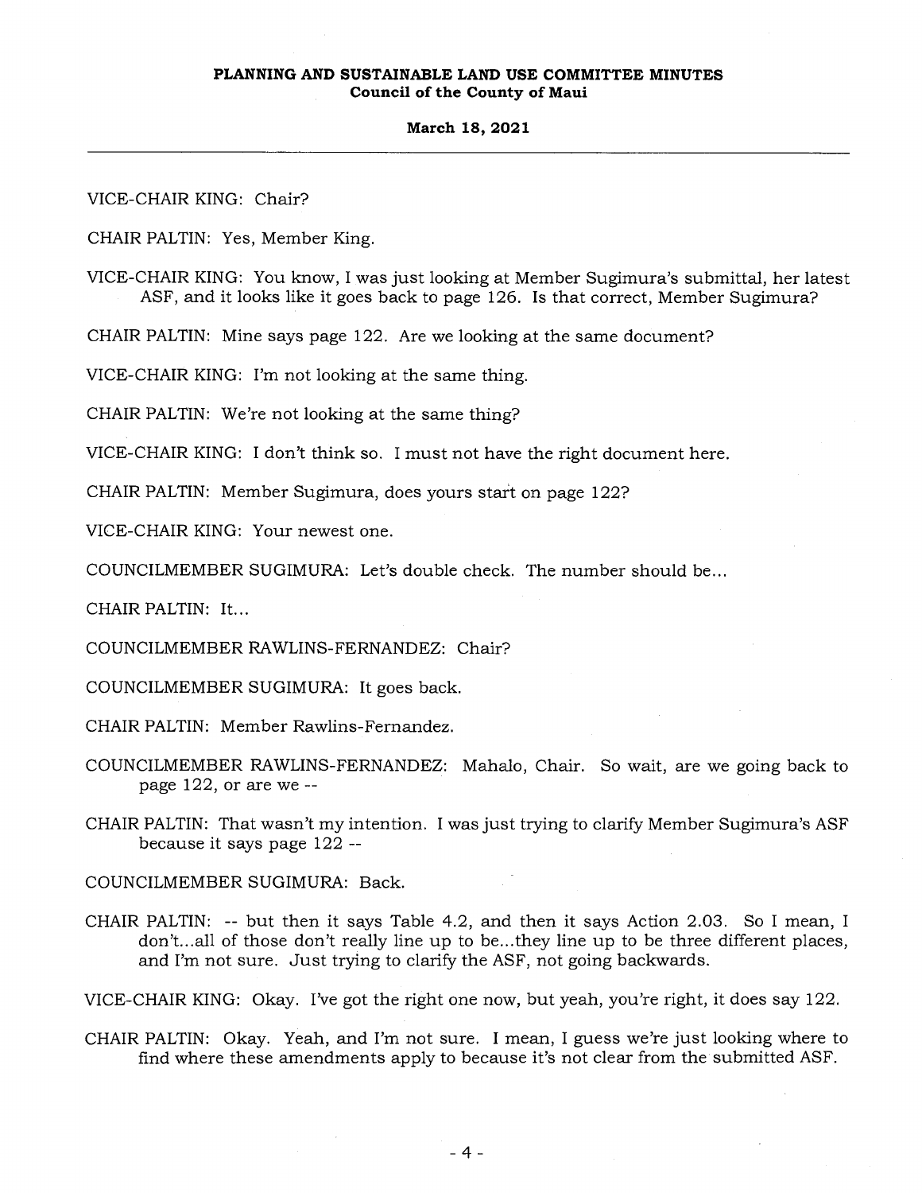VICE-CHAIR KING: Chair?

CHAIR PALTIN: Yes, Member King.

VICE-CHAIR KING: You know, I was just looking at Member Sugimura's submittal, her latest ASF, and it looks like it goes back to page 126. Is that correct, Member Sugimura?

CHAIR PALTIN: Mine says page 122. Are we looking at the same document?

VICE-CHAIR KING: I'm not looking at the same thing.

CHAIR PALTIN: We're not looking at the same thing?

VICE-CHAIR KING: I don't think so. I must not have the right document here.

CHAIR PALTIN: Member Sugimura, does yours start on page 122?

VICE-CHAIR KING: Your newest one.

COUNCILMEMBER SUGIMURA: Let's double check. The number should be...

CHAIR PALTIN: It...

COUNCILMEMBER RAWLINS-FERNANDEZ: Chair?

COUNCILMEMBER SUGIMURA: It goes back.

CHAIR PALTIN: Member Rawlins-Fernandez.

COUNCILMEMBER RAWLINS-FERNANDEZ: Mahalo, Chair. So wait, are we going back to page 122, or are we --

CHAIR PALTIN: That wasn't my intention. I was just trying to clarify Member Sugimura's ASF because it says page 122 --

COUNCILMEMBER SUGIMURA: Back.

CHAIR PALTIN: -- but then it says Table 4.2, and then it says Action 2.03. So I mean, I don't...all of those don't really line up to be...they line up to be three different places, and I'm not sure. Just trying to clarify the ASF, not going backwards.

VICE-CHAIR KING: Okay. I've got the right one now, but yeah, you're right, it does say 122.

CHAIR PALTIN: Okay. Yeah, and I'm not sure. I mean, I guess we're just looking where to find where these amendments apply to because it's not clear from the submitted ASF.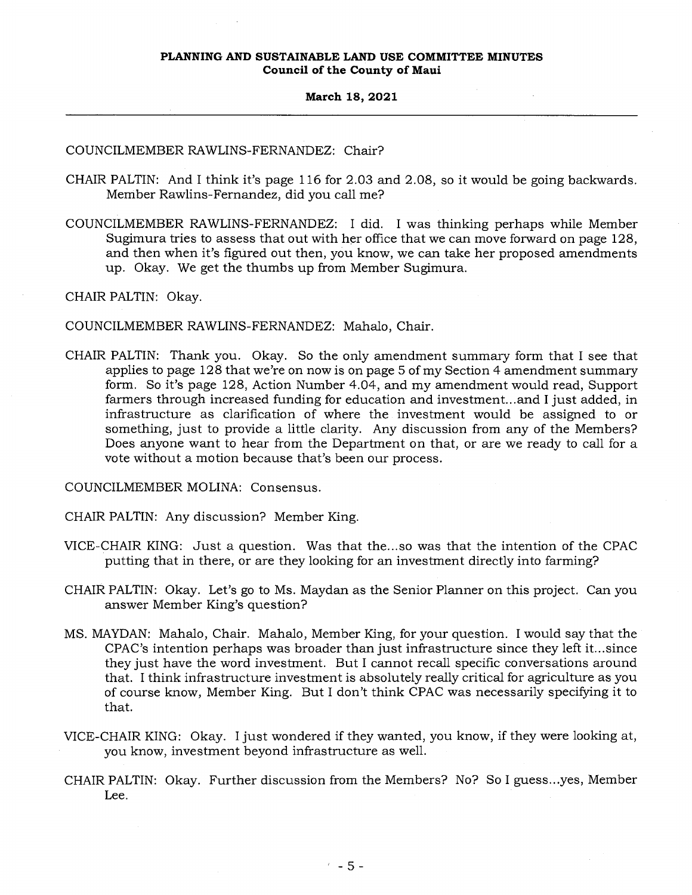COUNCILMEMBER RAWLINS-FERNANDEZ: Chair?

CHAIR PALTIN: And I think it's page 116 for 2.03 and 2.08, so it would be going backwards. Member Rawlins-Fernandez, did you call me?

COUNCILMEMBER RAWLINS-FERNANDEZ: I did. I was thinking perhaps while Member Sugimura tries to assess that out with her office that we can move forward on page 128, and then when it's figured out then, you know, we can take her proposed amendments up. Okay. We get the thumbs up from Member Sugimura.

CHAIR PALTIN: Okay.

COUNCILMEMBER RAWLINS-FERNANDEZ: Mahalo, Chair.

CHAIR PALTIN: Thank you. Okay. So the only amendment summary form that I see that applies to page 128 that we're on now is on page 5 of my Section 4 amendment summary form. So it's page 128, Action Number 4.04, and my amendment would read, Support farmers through increased funding for education and investment...and I just added, in infrastructure as clarification of where the investment would be assigned to or something, just to provide a little clarity. Any discussion from any of the Members? Does anyone want to hear from the Department on that, or are we ready to call for a vote without a motion because that's been our process.

COUNCILMEMBER MOLINA: Consensus.

CHAIR PALTIN: Any discussion? Member King.

VICE-CHAIR KING: Just a question. Was that the...so was that the intention of the CPAC putting that in there, or are they looking for an investment directly into farming?

CHAIR PALTIN: Okay. Let's go to Ms. Maydan as the Senior Planner on this project. Can you answer Member King's question?

MS. MAYDAN: Mahalo, Chair. Mahalo, Member King, for your question. I would say that the CPAC's intention perhaps was broader than just infrastructure since they left it...since they just have the word investment. But I cannot recall specific conversations around that. I think infrastructure investment is absolutely really critical for agriculture as you of course know, Member King. But I don't think CPAC was necessarily specifying it to that.

VICE-CHAIR KING: Okay. I just wondered if they wanted, you know, if they were looking at, you know, investment beyond infrastructure as well.

CHAIR PALTIN: Okay. Further discussion from the Members? No? So I guess...yes, Member Lee.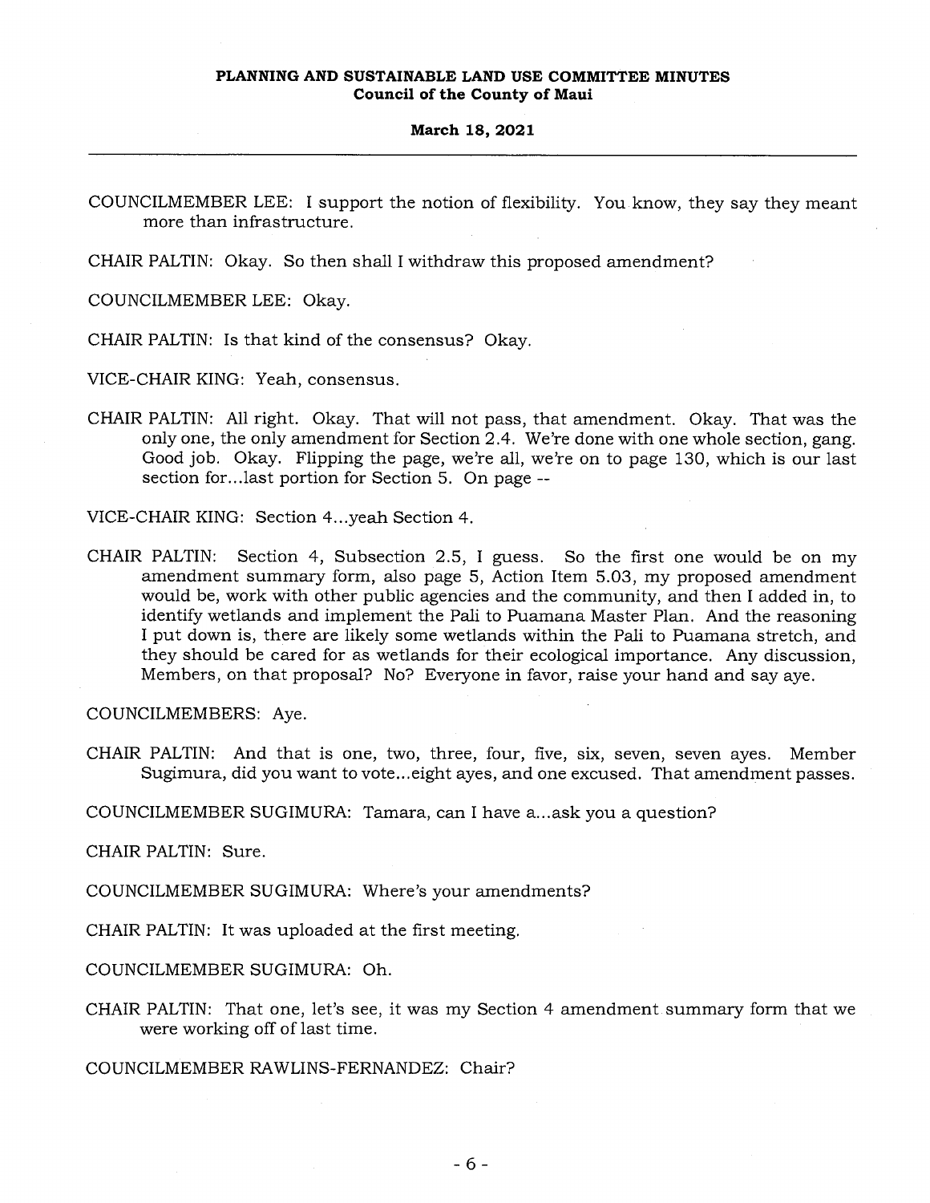COUNCILMEMBER LEE: I support the notion of flexibility. You know, they say they meant more than infrastructure.

CHAIR PALTIN: Okay. So then shall I withdraw this proposed amendment?

COUNCILMEMBER LEE: Okay.

CHAIR PALTIN: Is that kind of the consensus? Okay.

VICE-CHAIR KING: Yeah, consensus.

CHAIR PALTIN: All right. Okay. That will not pass, that amendment. Okay. That was the only one, the only amendment for Section 2.4. We're done with one whole section, gang. Good job. Okay. Flipping the page, we're all, we're on to page 130, which is our last section for...last portion for Section 5. On page --

VICE-CHAIR KING: Section 4...yeah Section 4.

CHAIR PALTIN: Section 4, Subsection 2.5, I guess. So the first one would be on my amendment summary form, also page 5, Action Item 5.03, my proposed amendment would be, work with other public agencies and the community, and then I added in, to identify wetlands and implement the Pali to Puamana Master Plan. And the reasoning I put down is, there are likely some wetlands within the Pali to Puamana stretch, and they should be cared for as wetlands for their ecological importance. Any discussion, Members, on that proposal? No? Everyone in favor, raise your hand and say aye.

COUNCILMEMBERS: Aye.

CHAIR PALTIN: And that is one, two, three, four, five, six, seven, seven ayes. Member Sugimura, did you want to vote...eight ayes, and one excused. That amendment passes.

COUNCILMEMBER SUGIMURA: Tamara, can I have a...ask you a question?

CHAIR PALTIN: Sure.

COUNCILMEMBER SUGIMURA: Where's your amendments?

CHAIR PALTIN: It was uploaded at the first meeting.

COUNCILMEMBER SUGIMURA: Oh.

CHAIR PALTIN: That one, let's see, it was my Section 4 amendment summary form that we were working off of last time.

COUNCILMEMBER RAWLINS-FERNANDEZ: Chair?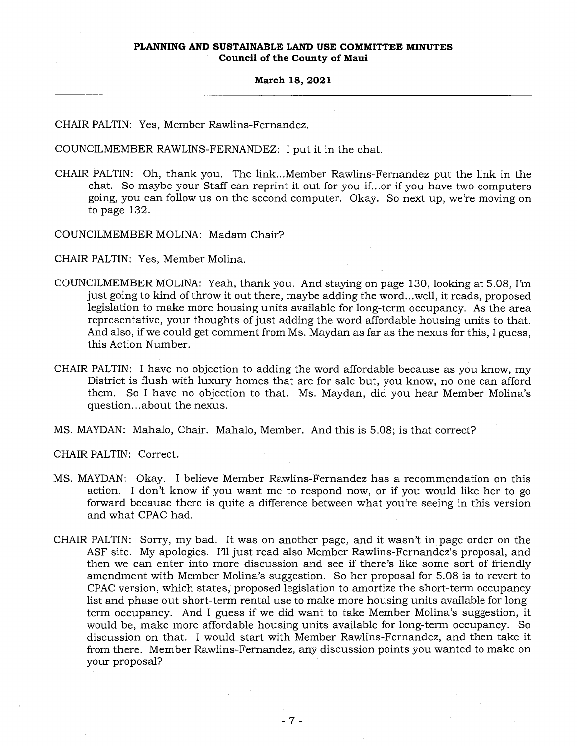CHAIR PALTIN: Yes, Member Rawlins-Fernandez.

COUNCILMEMBER RAWLINS-FERNANDEZ: I put it in the chat.

CHAIR PALTIN: Oh, thank you. The link...Member Rawlins-Fernandez put the link in the chat. So maybe your Staff can reprint it out for you if...or if you have two computers going, you can follow us on the second computer. Okay. So next up, we're moving on to page 132.

COUNCILMEMBER MOLINA: Madam Chair?

CHAIR PALTIN: Yes, Member Molina.

COUNCILMEMBER MOLINA: Yeah, thank you. And staying on page 130, looking at 5.08, I'm just going to kind of throw it out there, maybe adding the word...well, it reads, proposed legislation to make more housing units available for long-term occupancy. As the area representative, your thoughts of just adding the word affordable housing units to that. And also, if we could get comment from Ms. Maydan as far as the nexus for this, I guess, this Action Number.

CHAIR PALTIN: I have no objection to adding the word affordable because as you know, my District is flush with luxury homes that are for sale but, you know, no one can afford them. So I have no objection to that. Ms. Maydan, did you hear Member Molina's question...about the nexus.

MS. MAYDAN: Mahalo, Chair. Mahalo, Member. And this is 5.08; is that correct?

CHAIR PALTIN: Correct.

MS. MAYDAN: Okay. I believe Member Rawlins-Fernandez has a recommendation on this action. I don't know if you want me to respond now, or if you would like her to go forward because there is quite a difference between what you're seeing in this version and what CPAC had.

CHAIR PALTIN: Sorry, my bad. It was on another page, and it wasn't in page order on the ASF site. My apologies. I'll just read also Member Rawlins-Fernandez's proposal, and then we can enter into more discussion and see if there's like some sort of friendly amendment with Member Molina's suggestion. So her proposal for 5.08 is to revert to CPAC version, which states, proposed legislation to amortize the short-term occupancy list and phase out short-term rental use to make more housing units available for long-term occupancy. And I guess if we did want to take Member Molina's suggestion, it would be, make more affordable housing units available for long-term occupancy. So discussion on that. I would start with Member Rawlins-Fernandez, and then take it from there. Member Rawlins-Fernandez, any discussion points you wanted to make on your proposal?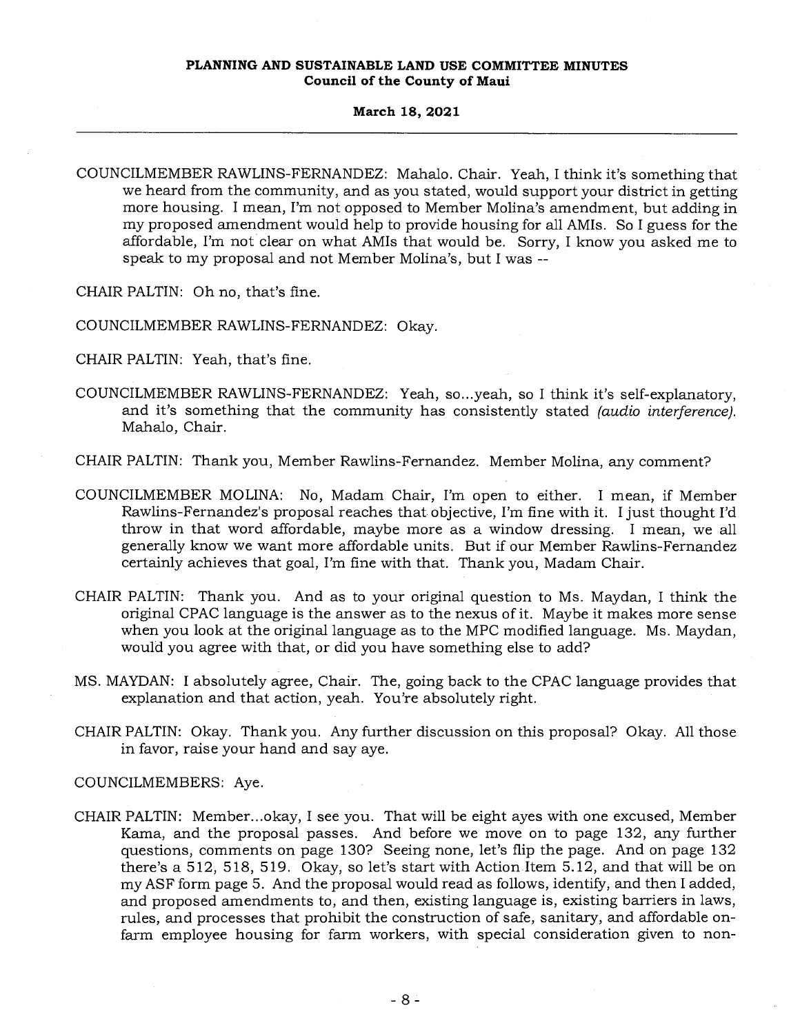COUNCILMEMBER RAWLINS-FERNANDEZ: Mahalo. Chair. Yeah, I think it's something that we heard from the community, and as you stated, would support your district in getting more housing. I mean, I'm not opposed to Member Molina's amendment, but adding in my proposed amendment would help to provide housing for all AMIs. So I guess for the affordable, I'm not clear on what AMIs that would be. Sorry, I know you asked me to speak to my proposal and not Member Molina's, but I was --

CHAIR PALTIN: Oh no, that's fine.

COUNCILMEMBER RAWLINS-FERNANDEZ: Okay.

CHAIR PALTIN: Yeah, that's fine.

COUNCILMEMBER RAWLINS-FERNANDEZ: Yeah, so...yeah, so I think it's self-explanatory, and it's something that the community has consistently stated *(audio interference).* Mahalo, Chair.

CHAIR PALTIN: Thank you, Member Rawlins-Fernandez. Member Molina, any comment?

COUNCILMEMBER MOLINA: No, Madam Chair, I'm open to either. I mean, if Member Rawlins-Fernandez's proposal reaches that objective, I'm fine with it. I just thought I'd throw in that word affordable, maybe more as a window dressing. I mean, we all generally know we want more affordable units. But if our Member Rawlins-Fernandez certainly achieves that goal, I'm fine with that. Thank you, Madam Chair.

CHAIR PALTIN: Thank you. And as to your original question to Ms. Maydan, I think the original CPAC language is the answer as to the nexus of it. Maybe it makes more sense when you look at the original language as to the MPC modified language. Ms. Maydan, would you agree with that, or did you have something else to add?

MS. MAYDAN: I absolutely agree, Chair. The, going back to the CPAC language provides that explanation and that action, yeah. You're absolutely right.

CHAIR PALTIN: Okay. Thank you. Any further discussion on this proposal? Okay. All those in favor, raise your hand and say aye.

COUNCILMEMBERS: Aye.

CHAIR PALTIN: Member...okay, I see you. That will be eight ayes with one excused, Member Kama, and the proposal passes. And before we move on to page 132, any further questions, comments on page 130? Seeing none, let's flip the page. And on page 132 there's a 512, 518, 519. Okay, so let's start with Action Item 5.12, and that will be on my ASF form page 5. And the proposal would read as follows, identify, and then I added, and proposed amendments to, and then, existing language is, existing barriers in laws, rules, and processes that prohibit the construction of safe, sanitary, and affordable on-farm employee housing for farm workers, with special consideration given to non-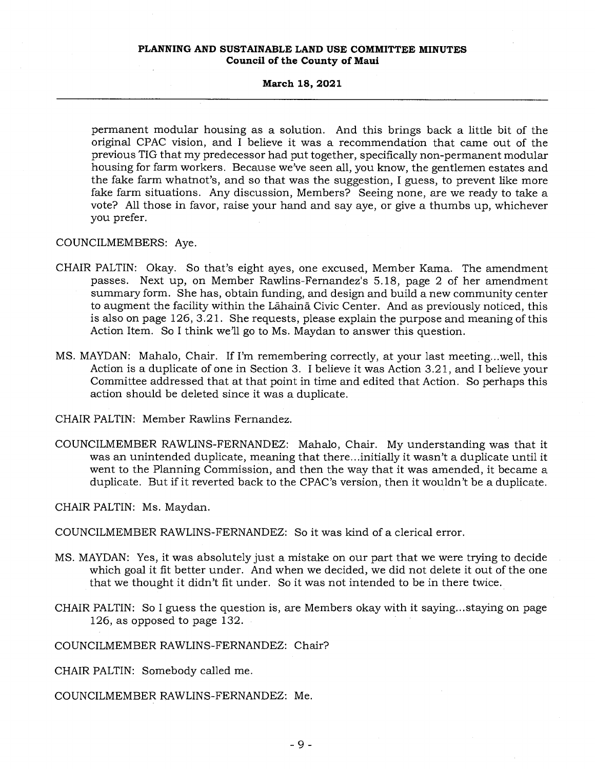permanent modular housing as a solution. And this brings back a little bit of the original CPAC vision, and I believe it was a recommendation that came out of the previous TIG that my predecessor had put together, specifically non-permanent modular housing for farm workers. Because we've seen all, you know, the gentlemen estates and the fake farm whatnot's, and so that was the suggestion, I guess, to prevent like more fake farm situations. Any discussion, Members? Seeing none, are we ready to take a vote? All those in favor, raise your hand and say aye, or give a thumbs up, whichever you prefer.

COUNCILMEMBERS: Aye.

CHAIR PALTIN: Okay. So that's eight ayes, one excused, Member Kama. The amendment passes. Next up, on Member Rawlins-Fernandez's 5.18, page 2 of her amendment summary form. She has, obtain funding, and design and build a new community center to augment the facility within the Lāhainā Civic Center. And as previously noticed, this is also on page 126, 3.21. She requests, please explain the purpose and meaning of this Action Item. So I think we'll go to Ms. Maydan to answer this question.

MS. MAYDAN: Mahalo, Chair. If I'm remembering correctly, at your last meeting...well, this Action is a duplicate of one in Section 3. I believe it was Action 3.21, and I believe your Committee addressed that at that point in time and edited that Action. So perhaps this action should be deleted since it was a duplicate.

CHAIR PALTIN: Member Rawlins Fernandez.

COUNCILMEMBER RAWLINS-FERNANDEZ: Mahalo, Chair. My understanding was that it was an unintended duplicate, meaning that there...initially it wasn't a duplicate until it went to the Planning Commission, and then the way that it was amended, it became a duplicate. But if it reverted back to the CPAC's version, then it wouldn't be a duplicate.

CHAIR PALTIN: Ms. Maydan.

COUNCILMEMBER RAWLINS-FERNANDEZ: So it was kind of a clerical error.

MS. MAYDAN: Yes, it was absolutely just a mistake on our part that we were trying to decide which goal it fit better under. And when we decided, we did not delete it out of the one that we thought it didn't fit under. So it was not intended to be in there twice.

CHAIR PALTIN: So I guess the question is, are Members okay with it saying...staying on page 126, as opposed to page 132.

COUNCILMEMBER RAWLINS-FERNANDEZ: Chair?

CHAIR PALTIN: Somebody called me.

COUNCILMEMBER RAWLINS-FERNANDEZ: Me.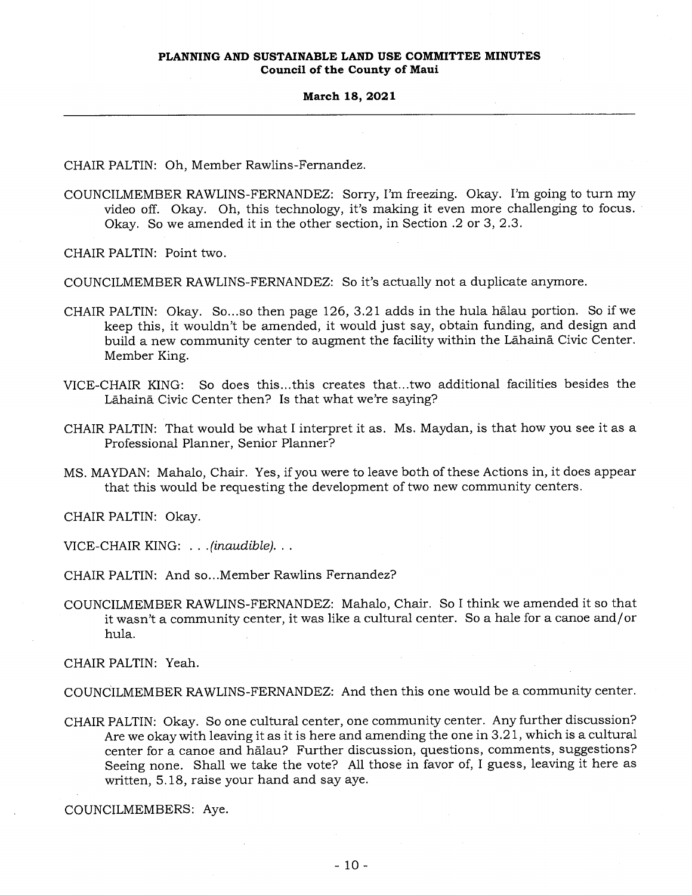CHAIR PALTIN: Oh, Member Rawlins-Fernandez.

COUNCILMEMBER RAWLINS-FERNANDEZ: Sorry, I'm freezing. Okay. I'm going to turn my video off. Okay. Oh, this technology, it's making it even more challenging to focus. Okay. So we amended it in the other section, in Section .2 or 3, 2.3.

CHAIR PALTIN: Point two.

COUNCILMEMBER RAWLINS-FERNANDEZ: So it's actually not a duplicate anymore.

CHAIR PALTIN: Okay. So...so then page 126, 3.21 adds in the hula hālau portion. So if we keep this, it wouldn't be amended, it would just say, obtain funding, and design and build a new community center to augment the facility within the Lāhainā Civic Center. Member King.

VICE-CHAIR KING: So does this...this creates that...two additional facilities besides the Lāhainā Civic Center then? Is that what we're saying?

CHAIR PALTIN: That would be what I interpret it as. Ms. Maydan, is that how you see it as a Professional Planner, Senior Planner?

MS. MAYDAN: Mahalo, Chair. Yes, if you were to leave both of these Actions in, it does appear that this would be requesting the development of two new community centers.

CHAIR PALTIN: Okay.

VICE-CHAIR KING: . . .*(inaudible)*. . .

CHAIR PALTIN: And so...Member Rawlins Fernandez?

COUNCILMEMBER RAWLINS-FERNANDEZ: Mahalo, Chair. So I think we amended it so that it wasn't a community center, it was like a cultural center. So a hale for a canoe and/or hula.

CHAIR PALTIN: Yeah.

COUNCILMEMBER RAWLINS-FERNANDEZ: And then this one would be a community center.

CHAIR PALTIN: Okay. So one cultural center, one community center. Any further discussion? Are we okay with leaving it as it is here and amending the one in 3.21, which is a cultural center for a canoe and hālau? Further discussion, questions, comments, suggestions? Seeing none. Shall we take the vote? All those in favor of, I guess, leaving it here as written, 5.18, raise your hand and say aye.

COUNCILMEMBERS: Aye.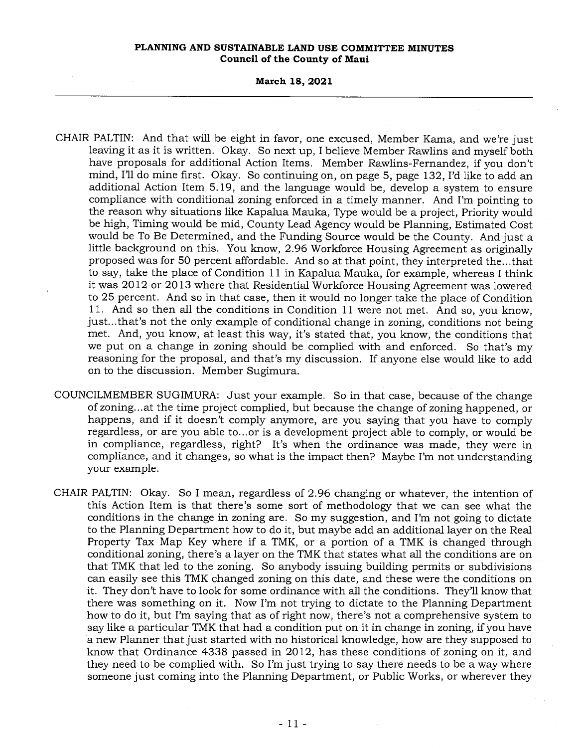CHAIR PALTIN: And that will be eight in favor, one excused, Member Kama, and we're just leaving it as it is written. Okay. So next up, I believe Member Rawlins and myself both have proposals for additional Action Items. Member Rawlins-Fernandez, if you don't mind, I'll do mine first. Okay. So continuing on, on page 5, page 132, I'd like to add an additional Action Item 5.19, and the language would be, develop a system to ensure compliance with conditional zoning enforced in a timely manner. And I'm pointing to the reason why situations like Kapalua Mauka, Type would be a project, Priority would be high, Timing would be mid, County Lead Agency would be Planning, Estimated Cost would be To Be Determined, and the Funding Source would be the County. And just a little background on this. You know, 2.96 Workforce Housing Agreement as originally proposed was for 50 percent affordable. And so at that point, they interpreted the...that to say, take the place of Condition 11 in Kapalua Mauka, for example, whereas I think it was 2012 or 2013 where that Residential Workforce Housing Agreement was lowered to 25 percent. And so in that case, then it would no longer take the place of Condition 11. And so then all the conditions in Condition 11 were not met. And so, you know, just...that's not the only example of conditional change in zoning, conditions not being met. And, you know, at least this way, it's stated that, you know, the conditions that we put on a change in zoning should be complied with and enforced. So that's my reasoning for the proposal, and that's my discussion. If anyone else would like to add on to the discussion. Member Sugimura.

COUNCILMEMBER SUGIMURA: Just your example. So in that case, because of the change of zoning...at the time project complied, but because the change of zoning happened, or happens, and if it doesn't comply anymore, are you saying that you have to comply regardless, or are you able to...or is a development project able to comply, or would be in compliance, regardless, right? It's when the ordinance was made, they were in compliance, and it changes, so what is the impact then? Maybe I'm not understanding your example.

CHAIR PALTIN: Okay. So I mean, regardless of 2.96 changing or whatever, the intention of this Action Item is that there's some sort of methodology that we can see what the conditions in the change in zoning are. So my suggestion, and I'm not going to dictate to the Planning Department how to do it, but maybe add an additional layer on the Real Property Tax Map Key where if a TMK, or a portion of a TMK is changed through conditional zoning, there's a layer on the TMK that states what all the conditions are on that TMK that led to the zoning. So anybody issuing building permits or subdivisions can easily see this TMK changed zoning on this date, and these were the conditions on it. They don't have to look for some ordinance with all the conditions. They'll know that there was something on it. Now I'm not trying to dictate to the Planning Department how to do it, but I'm saying that as of right now, there's not a comprehensive system to say like a particular TMK that had a condition put on it in change in zoning, if you have a new Planner that just started with no historical knowledge, how are they supposed to know that Ordinance 4338 passed in 2012, has these conditions of zoning on it, and they need to be complied with. So I'm just trying to say there needs to be a way where someone just coming into the Planning Department, or Public Works, or wherever they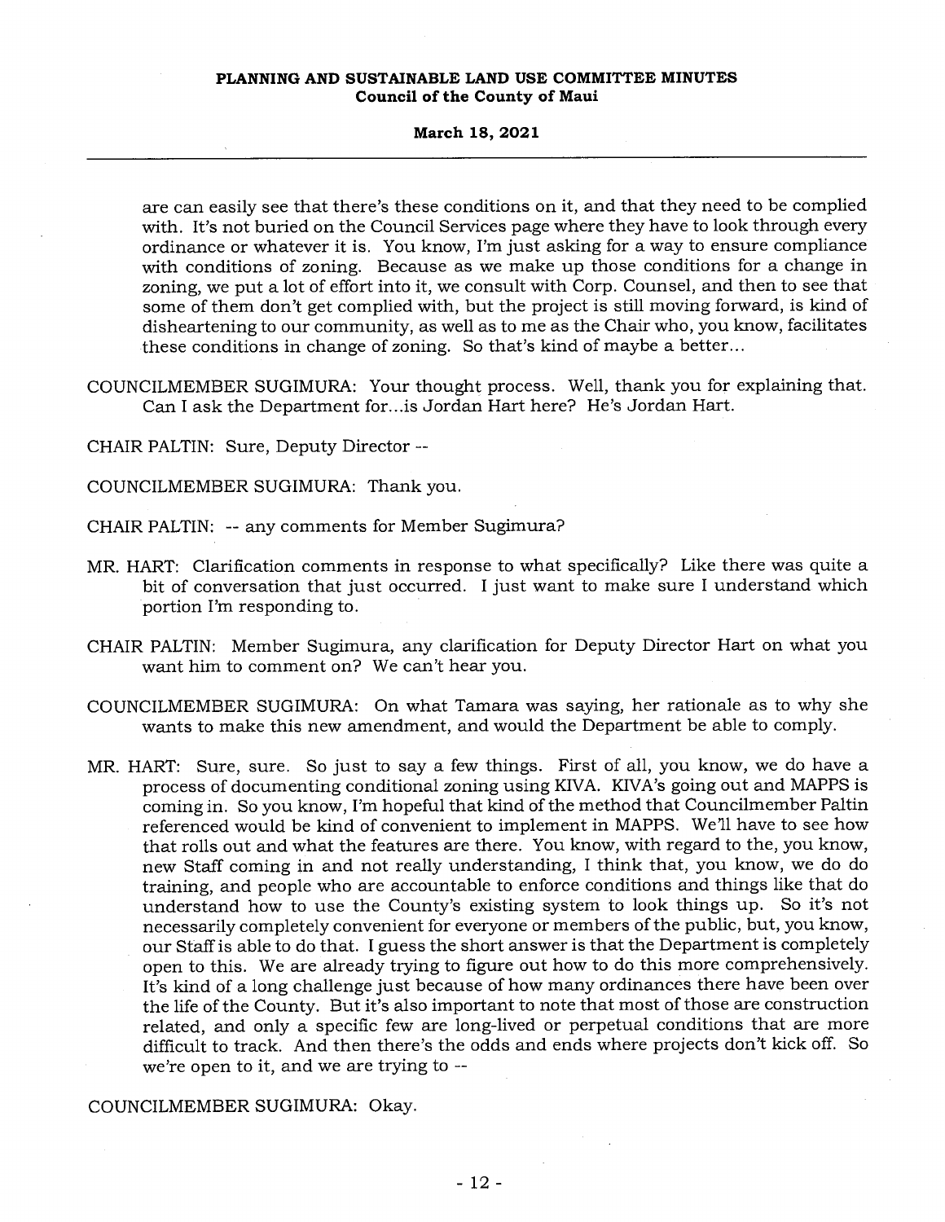are can easily see that there's these conditions on it, and that they need to be complied with. It's not buried on the Council Services page where they have to look through every ordinance or whatever it is. You know, I'm just asking for a way to ensure compliance with conditions of zoning. Because as we make up those conditions for a change in zoning, we put a lot of effort into it, we consult with Corp. Counsel, and then to see that some of them don't get complied with, but the project is still moving forward, is kind of disheartening to our community, as well as to me as the Chair who, you know, facilitates these conditions in change of zoning. So that's kind of maybe a better...

COUNCILMEMBER SUGIMURA: Your thought process. Well, thank you for explaining that. Can I ask the Department for...is Jordan Hart here? He's Jordan Hart.

CHAIR PALTIN: Sure, Deputy Director --

COUNCILMEMBER SUGIMURA: Thank you.

CHAIR PALTIN: -- any comments for Member Sugimura?

MR. HART: Clarification comments in response to what specifically? Like there was quite a bit of conversation that just occurred. I just want to make sure I understand which portion I'm responding to.

CHAIR PALTIN: Member Sugimura, any clarification for Deputy Director Hart on what you want him to comment on? We can't hear you.

COUNCILMEMBER SUGIMURA: On what Tamara was saying, her rationale as to why she wants to make this new amendment, and would the Department be able to comply.

MR. HART: Sure, sure. So just to say a few things. First of all, you know, we do have a process of documenting conditional zoning using KIVA. KIVA's going out and MAPPS is coming in. So you know, I'm hopeful that kind of the method that Councilmember Paltin referenced would be kind of convenient to implement in MAPPS. We'll have to see how that rolls out and what the features are there. You know, with regard to the, you know, new Staff coming in and not really understanding, I think that, you know, we do do training, and people who are accountable to enforce conditions and things like that do understand how to use the County's existing system to look things up. So it's not necessarily completely convenient for everyone or members of the public, but, you know, our Staff is able to do that. I guess the short answer is that the Department is completely open to this. We are already trying to figure out how to do this more comprehensively. It's kind of a long challenge just because of how many ordinances there have been over the life of the County. But it's also important to note that most of those are construction related, and only a specific few are long-lived or perpetual conditions that are more difficult to track. And then there's the odds and ends where projects don't kick off. So we're open to it, and we are trying to --

COUNCILMEMBER SUGIMURA: Okay.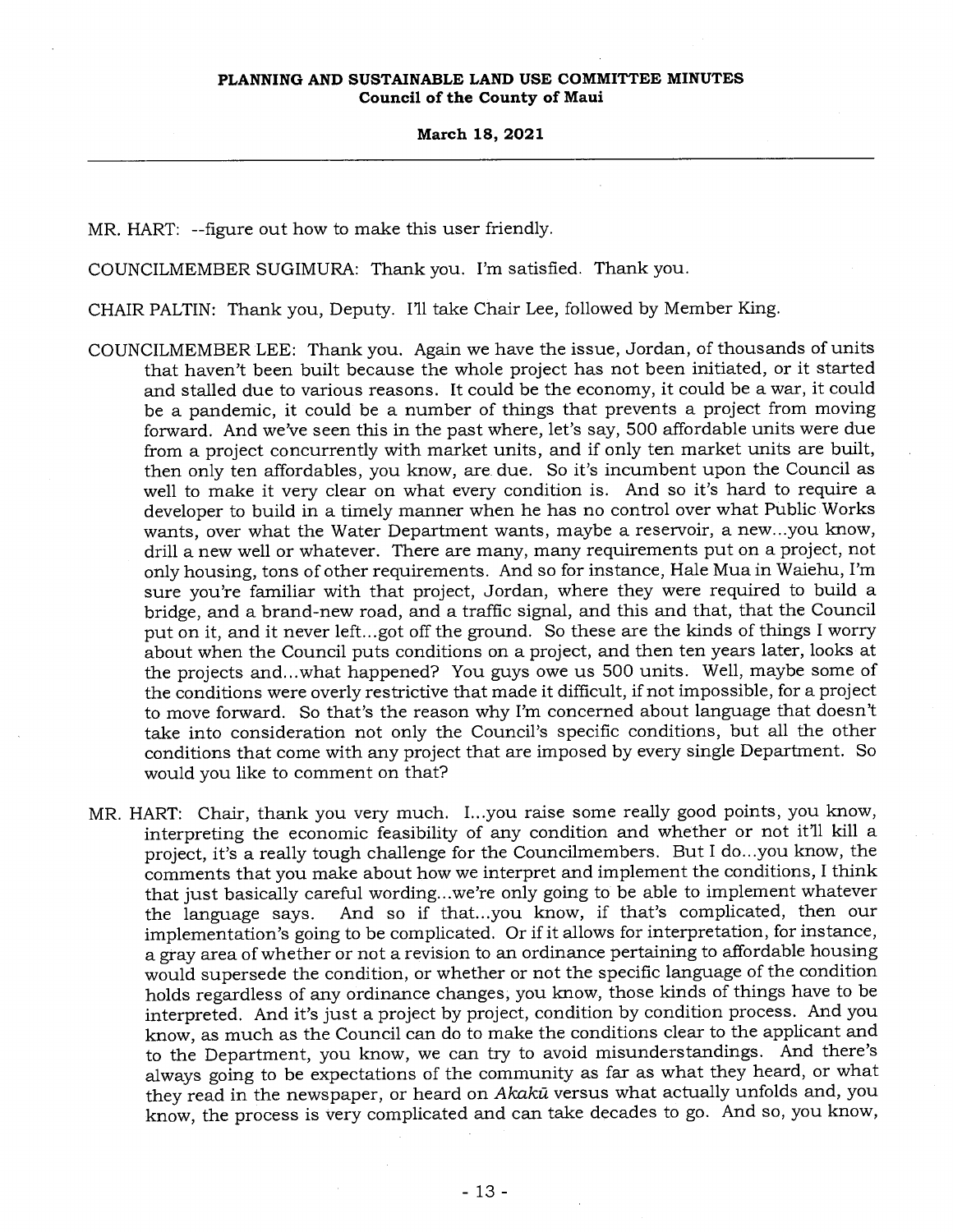MR. HART: --figure out how to make this user friendly.

COUNCILMEMBER SUGIMURA: Thank you. I'm satisfied. Thank you.

CHAIR PALTIN: Thank you, Deputy. I'll take Chair Lee, followed by Member King.

COUNCILMEMBER LEE: Thank you. Again we have the issue, Jordan, of thousands of units that haven't been built because the whole project has not been initiated, or it started and stalled due to various reasons. It could be the economy, it could be a war, it could be a pandemic, it could be a number of things that prevents a project from moving forward. And we've seen this in the past where, let's say, 500 affordable units were due from a project concurrently with market units, and if only ten market units are built, then only ten affordables, you know, are due. So it's incumbent upon the Council as well to make it very clear on what every condition is. And so it's hard to require a developer to build in a timely manner when he has no control over what Public Works wants, over what the Water Department wants, maybe a reservoir, a new...you know, drill a new well or whatever. There are many, many requirements put on a project, not only housing, tons of other requirements. And so for instance, Hale Mua in Waiehu, I'm sure you're familiar with that project, Jordan, where they were required to build a bridge, and a brand-new road, and a traffic signal, and this and that, that the Council put on it, and it never left...got off the ground. So these are the kinds of things I worry about when the Council puts conditions on a project, and then ten years later, looks at the projects and...what happened? You guys owe us 500 units. Well, maybe some of the conditions were overly restrictive that made it difficult, if not impossible, for a project to move forward. So that's the reason why I'm concerned about language that doesn't take into consideration not only the Council's specific conditions, but all the other conditions that come with any project that are imposed by every single Department. So would you like to comment on that?

MR. HART: Chair, thank you very much. I...you raise some really good points, you know, interpreting the economic feasibility of any condition and whether or not it'll kill a project, it's a really tough challenge for the Councilmembers. But I do...you know, the comments that you make about how we interpret and implement the conditions, I think that just basically careful wording...we're only going to be able to implement whatever the language says. And so if that...you know, if that's complicated, then our implementation's going to be complicated. Or if it allows for interpretation, for instance, a gray area of whether or not a revision to an ordinance pertaining to affordable housing would supersede the condition, or whether or not the specific language of the condition holds regardless of any ordinance changes, you know, those kinds of things have to be interpreted. And it's just a project by project, condition by condition process. And you know, as much as the Council can do to make the conditions clear to the applicant and to the Department, you know, we can try to avoid misunderstandings. And there's always going to be expectations of the community as far as what they heard, or what they read in the newspaper, or heard on *Akakū* versus what actually unfolds and, you know, the process is very complicated and can take decades to go. And so, you know,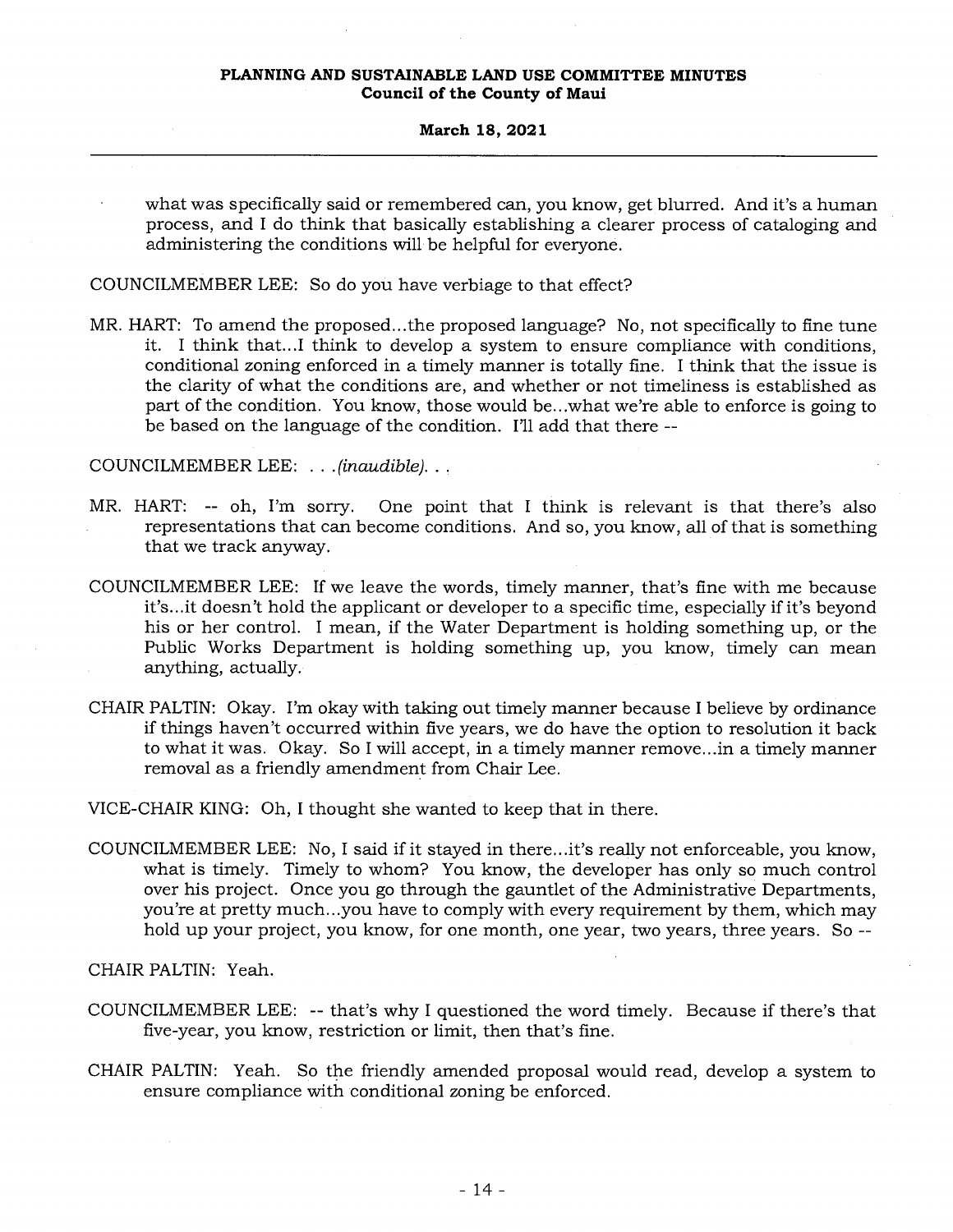what was specifically said or remembered can, you know, get blurred. And it's a human process, and I do think that basically establishing a clearer process of cataloging and administering the conditions will be helpful for everyone.

COUNCILMEMBER LEE: So do you have verbiage to that effect?

MR. HART: To amend the proposed...the proposed language? No, not specifically to fine tune it. I think that...I think to develop a system to ensure compliance with conditions, conditional zoning enforced in a timely manner is totally fine. I think that the issue is the clarity of what the conditions are, and whether or not timeliness is established as part of the condition. You know, those would be...what we're able to enforce is going to be based on the language of the condition. I'll add that there --

COUNCILMEMBER LEE: . . .*(inaudible)*. . .

MR. HART: -- oh, I'm sorry. One point that I think is relevant is that there's also representations that can become conditions. And so, you know, all of that is something that we track anyway.

COUNCILMEMBER LEE: If we leave the words, timely manner, that's fine with me because it's...it doesn't hold the applicant or developer to a specific time, especially if it's beyond his or her control. I mean, if the Water Department is holding something up, or the Public Works Department is holding something up, you know, timely can mean anything, actually.

CHAIR PALTIN: Okay. I'm okay with taking out timely manner because I believe by ordinance if things haven't occurred within five years, we do have the option to resolution it back to what it was. Okay. So I will accept, in a timely manner remove...in a timely manner removal as a friendly amendment from Chair Lee.

VICE-CHAIR KING: Oh, I thought she wanted to keep that in there.

COUNCILMEMBER LEE: No, I said if it stayed in there...it's really not enforceable, you know, what is timely. Timely to whom? You know, the developer has only so much control over his project. Once you go through the gauntlet of the Administrative Departments, you're at pretty much...you have to comply with every requirement by them, which may hold up your project, you know, for one month, one year, two years, three years. So --

CHAIR PALTIN: Yeah.

COUNCILMEMBER LEE: -- that's why I questioned the word timely. Because if there's that five-year, you know, restriction or limit, then that's fine.

CHAIR PALTIN: Yeah. So the friendly amended proposal would read, develop a system to ensure compliance with conditional zoning be enforced.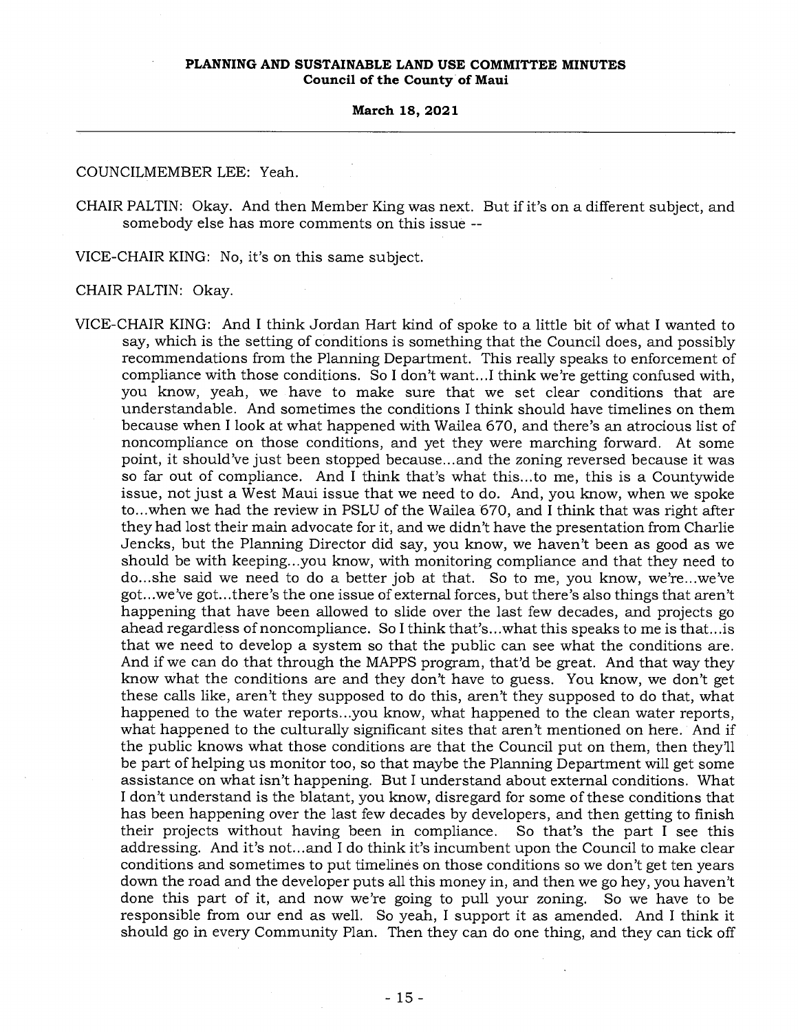COUNCILMEMBER LEE: Yeah.

CHAIR PALTIN: Okay. And then Member King was next. But if it's on a different subject, and somebody else has more comments on this issue --

VICE-CHAIR KING: No, it's on this same subject.

CHAIR PALTIN: Okay.

VICE-CHAIR KING: And I think Jordan Hart kind of spoke to a little bit of what I wanted to say, which is the setting of conditions is something that the Council does, and possibly recommendations from the Planning Department. This really speaks to enforcement of compliance with those conditions. So I don't want...I think we're getting confused with, you know, yeah, we have to make sure that we set clear conditions that are understandable. And sometimes the conditions I think should have timelines on them because when I look at what happened with Wailea 670, and there's an atrocious list of noncompliance on those conditions, and yet they were marching forward. At some point, it should've just been stopped because...and the zoning reversed because it was so far out of compliance. And I think that's what this...to me, this is a Countywide issue, not just a West Maui issue that we need to do. And, you know, when we spoke to...when we had the review in PSLU of the Wailea 670, and I think that was right after they had lost their main advocate for it, and we didn't have the presentation from Charlie Jencks, but the Planning Director did say, you know, we haven't been as good as we should be with keeping...you know, with monitoring compliance and that they need to do...she said we need to do a better job at that. So to me, you know, we're...we've got...we've got...there's the one issue of external forces, but there's also things that aren't happening that have been allowed to slide over the last few decades, and projects go ahead regardless of noncompliance. So I think that's...what this speaks to me is that...is that we need to develop a system so that the public can see what the conditions are. And if we can do that through the MAPPS program, that'd be great. And that way they know what the conditions are and they don't have to guess. You know, we don't get these calls like, aren't they supposed to do this, aren't they supposed to do that, what happened to the water reports...you know, what happened to the clean water reports, what happened to the culturally significant sites that aren't mentioned on here. And if the public knows what those conditions are that the Council put on them, then they'll be part of helping us monitor too, so that maybe the Planning Department will get some assistance on what isn't happening. But I understand about external conditions. What I don't understand is the blatant, you know, disregard for some of these conditions that has been happening over the last few decades by developers, and then getting to finish their projects without having been in compliance. So that's the part I see this addressing. And it's not...and I do think it's incumbent upon the Council to make clear conditions and sometimes to put timelines on those conditions so we don't get ten years down the road and the developer puts all this money in, and then we go hey, you haven't done this part of it, and now we're going to pull your zoning. So we have to be responsible from our end as well. So yeah, I support it as amended. And I think it should go in every Community Plan. Then they can do one thing, and they can tick off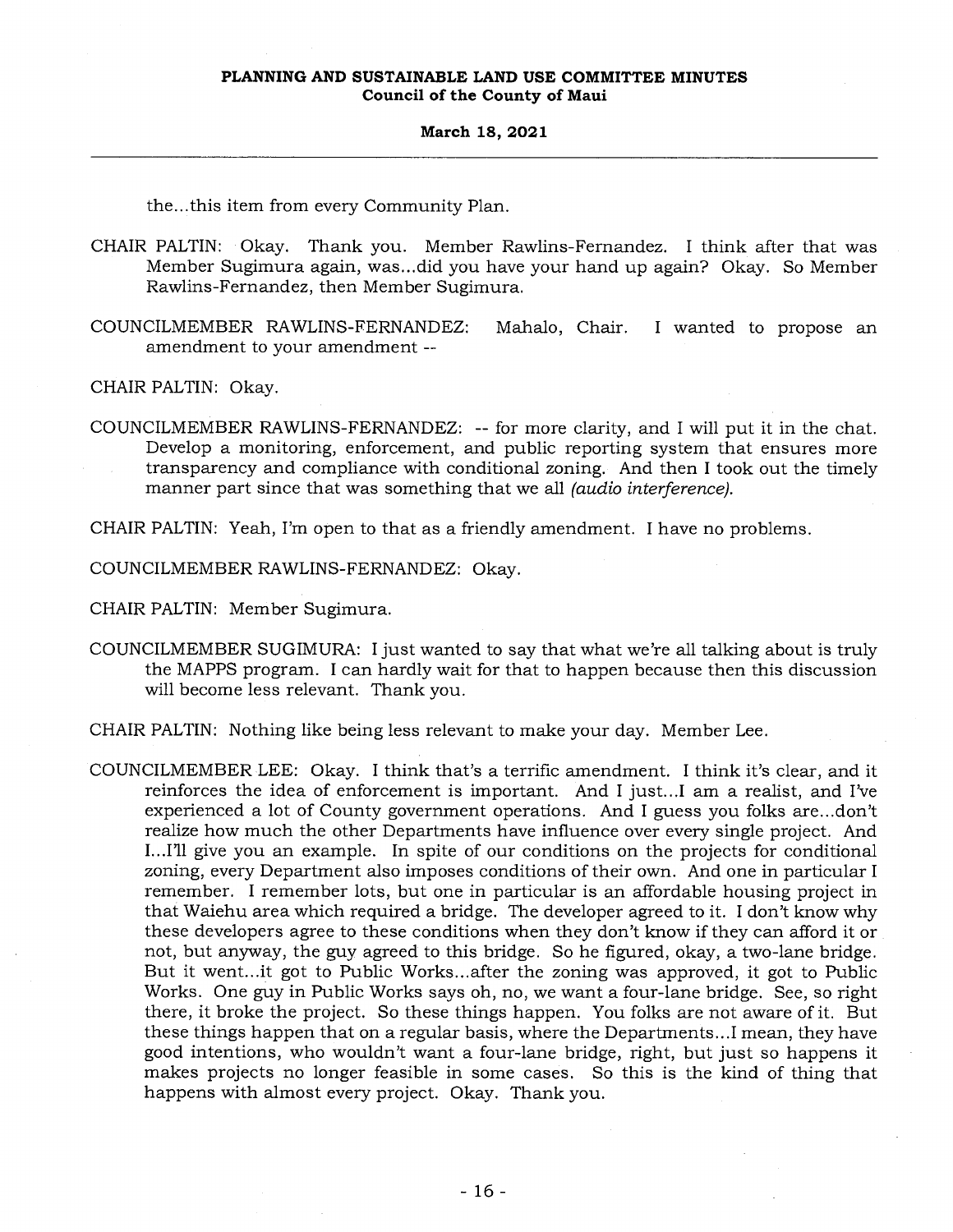the...this item from every Community Plan.

CHAIR PALTIN: Okay. Thank you. Member Rawlins-Fernandez. I think after that was Member Sugimura again, was...did you have your hand up again? Okay. So Member Rawlins-Fernandez, then Member Sugimura.

COUNCILMEMBER RAWLINS-FERNANDEZ: Mahalo, Chair. I wanted to propose an amendment to your amendment --

CHAIR PALTIN: Okay.

COUNCILMEMBER RAWLINS-FERNANDEZ: -- for more clarity, and I will put it in the chat. Develop a monitoring, enforcement, and public reporting system that ensures more transparency and compliance with conditional zoning. And then I took out the timely manner part since that was something that we all *(audio interference)*.

CHAIR PALTIN: Yeah, I'm open to that as a friendly amendment. I have no problems.

COUNCILMEMBER RAWLINS-FERNANDEZ: Okay.

CHAIR PALTIN: Member Sugimura.

COUNCILMEMBER SUGIMURA: I just wanted to say that what we're all talking about is truly the MAPPS program. I can hardly wait for that to happen because then this discussion will become less relevant. Thank you.

CHAIR PALTIN: Nothing like being less relevant to make your day. Member Lee.

COUNCILMEMBER LEE: Okay. I think that's a terrific amendment. I think it's clear, and it reinforces the idea of enforcement is important. And I just...I am a realist, and I've experienced a lot of County government operations. And I guess you folks are...don't realize how much the other Departments have influence over every single project. And I...I'll give you an example. In spite of our conditions on the projects for conditional zoning, every Department also imposes conditions of their own. And one in particular I remember. I remember lots, but one in particular is an affordable housing project in that Waiehu area which required a bridge. The developer agreed to it. I don't know why these developers agree to these conditions when they don't know if they can afford it or not, but anyway, the guy agreed to this bridge. So he figured, okay, a two-lane bridge. But it went...it got to Public Works...after the zoning was approved, it got to Public Works. One guy in Public Works says oh, no, we want a four-lane bridge. See, so right there, it broke the project. So these things happen. You folks are not aware of it. But these things happen that on a regular basis, where the Departments...I mean, they have good intentions, who wouldn't want a four-lane bridge, right, but just so happens it makes projects no longer feasible in some cases. So this is the kind of thing that happens with almost every project. Okay. Thank you.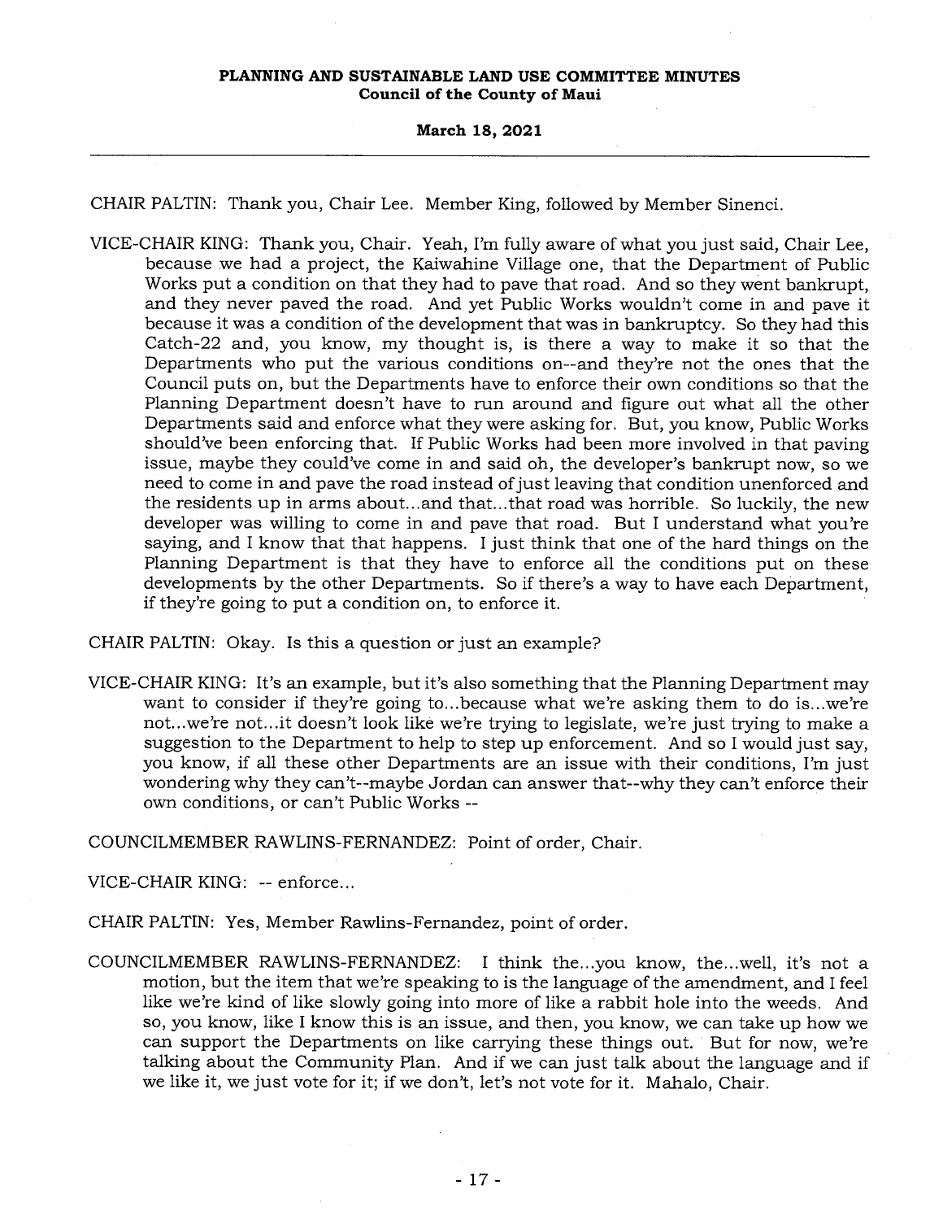CHAIR PALTIN: Thank you, Chair Lee. Member King, followed by Member Sinenci.

VICE-CHAIR KING: Thank you, Chair. Yeah, I'm fully aware of what you just said, Chair Lee, because we had a project, the Kaiwahine Village one, that the Department of Public Works put a condition on that they had to pave that road. And so they went bankrupt, and they never paved the road. And yet Public Works wouldn't come in and pave it because it was a condition of the development that was in bankruptcy. So they had this Catch-22 and, you know, my thought is, is there a way to make it so that the Departments who put the various conditions on--and they're not the ones that the Council puts on, but the Departments have to enforce their own conditions so that the Planning Department doesn't have to run around and figure out what all the other Departments said and enforce what they were asking for. But, you know, Public Works should've been enforcing that. If Public Works had been more involved in that paving issue, maybe they could've come in and said oh, the developer's bankrupt now, so we need to come in and pave the road instead of just leaving that condition unenforced and the residents up in arms about...and that...that road was horrible. So luckily, the new developer was willing to come in and pave that road. But I understand what you're saying, and I know that that happens. I just think that one of the hard things on the Planning Department is that they have to enforce all the conditions put on these developments by the other Departments. So if there's a way to have each Department, if they're going to put a condition on, to enforce it.

CHAIR PALTIN: Okay. Is this a question or just an example?

VICE-CHAIR KING: It's an example, but it's also something that the Planning Department may want to consider if they're going to...because what we're asking them to do is...we're not...we're not...it doesn't look like we're trying to legislate, we're just trying to make a suggestion to the Department to help to step up enforcement. And so I would just say, you know, if all these other Departments are an issue with their conditions, I'm just wondering why they can't--maybe Jordan can answer that--why they can't enforce their own conditions, or can't Public Works --

COUNCILMEMBER RAWLINS-FERNANDEZ: Point of order, Chair.

VICE-CHAIR KING: -- enforce...

CHAIR PALTIN: Yes, Member Rawlins-Fernandez, point of order.

COUNCILMEMBER RAWLINS-FERNANDEZ: I think the...you know, the...well, it's not a motion, but the item that we're speaking to is the language of the amendment, and I feel like we're kind of like slowly going into more of like a rabbit hole into the weeds. And so, you know, like I know this is an issue, and then, you know, we can take up how we can support the Departments on like carrying these things out. But for now, we're talking about the Community Plan. And if we can just talk about the language and if we like it, we just vote for it; if we don't, let's not vote for it. Mahalo, Chair.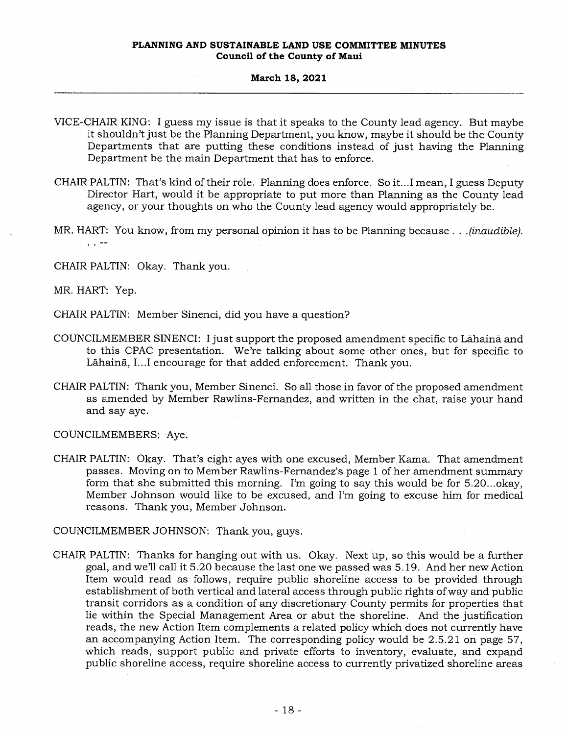VICE-CHAIR KING: I guess my issue is that it speaks to the County lead agency. But maybe it shouldn't just be the Planning Department, you know, maybe it should be the County Departments that are putting these conditions instead of just having the Planning Department be the main Department that has to enforce.

CHAIR PALTIN: That's kind of their role. Planning does enforce. So it...I mean, I guess Deputy Director Hart, would it be appropriate to put more than Planning as the County lead agency, or your thoughts on who the County lead agency would appropriately be.

MR. HART: You know, from my personal opinion it has to be Planning because . . .*(inaudible)*. . . --

CHAIR PALTIN: Okay. Thank you.

MR. HART: Yep.

CHAIR PALTIN: Member Sinenci, did you have a question?

COUNCILMEMBER SINENCI: I just support the proposed amendment specific to Lāhainā and to this CPAC presentation. We're talking about some other ones, but for specific to Lāhainā, I...I encourage for that added enforcement. Thank you.

CHAIR PALTIN: Thank you, Member Sinenci. So all those in favor of the proposed amendment as amended by Member Rawlins-Fernandez, and written in the chat, raise your hand and say aye.

COUNCILMEMBERS: Aye.

CHAIR PALTIN: Okay. That's eight ayes with one excused, Member Kama. That amendment passes. Moving on to Member Rawlins-Fernandez's page 1 of her amendment summary form that she submitted this morning. I'm going to say this would be for 5.20...okay, Member Johnson would like to be excused, and I'm going to excuse him for medical reasons. Thank you, Member Johnson.

COUNCILMEMBER JOHNSON: Thank you, guys.

CHAIR PALTIN: Thanks for hanging out with us. Okay. Next up, so this would be a further goal, and we'll call it 5.20 because the last one we passed was 5.19. And her new Action Item would read as follows, require public shoreline access to be provided through establishment of both vertical and lateral access through public rights of way and public transit corridors as a condition of any discretionary County permits for properties that lie within the Special Management Area or abut the shoreline. And the justification reads, the new Action Item complements a related policy which does not currently have an accompanying Action Item. The corresponding policy would be 2.5.21 on page 57, which reads, support public and private efforts to inventory, evaluate, and expand public shoreline access, require shoreline access to currently privatized shoreline areas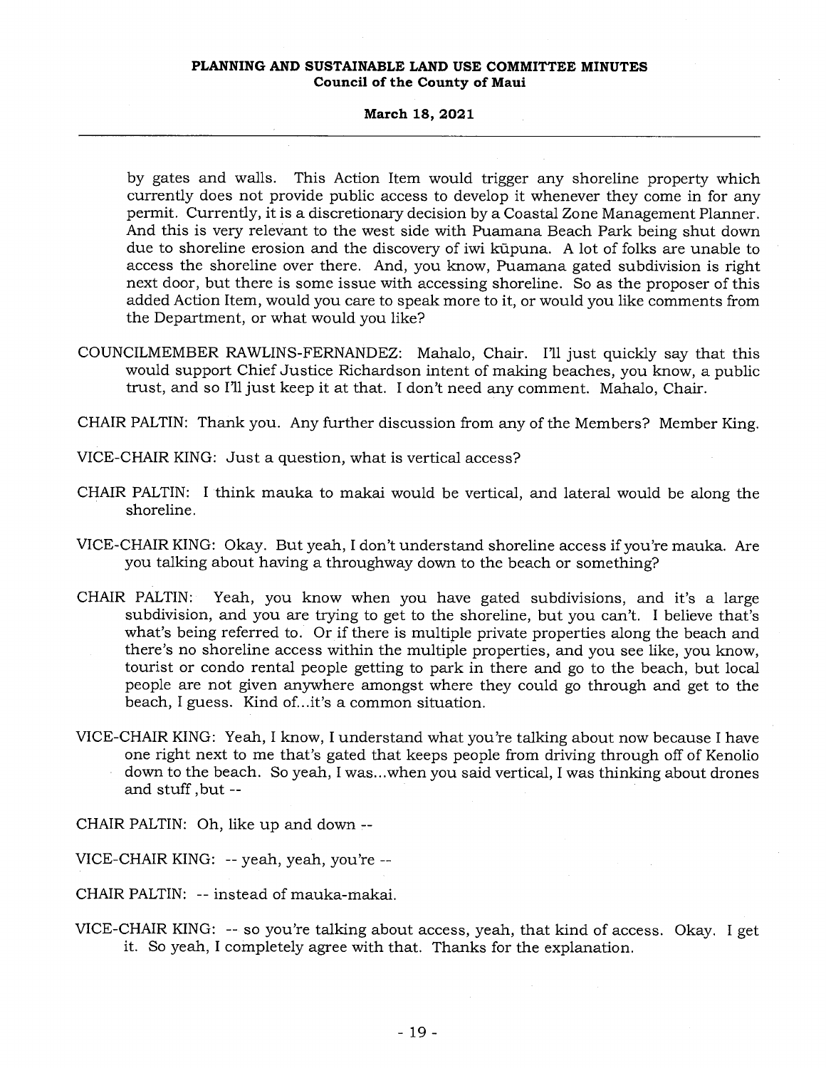by gates and walls. This Action Item would trigger any shoreline property which currently does not provide public access to develop it whenever they come in for any permit. Currently, it is a discretionary decision by a Coastal Zone Management Planner. And this is very relevant to the west side with Puamana Beach Park being shut down due to shoreline erosion and the discovery of iwi kūpuna. A lot of folks are unable to access the shoreline over there. And, you know, Puamana gated subdivision is right next door, but there is some issue with accessing shoreline. So as the proposer of this added Action Item, would you care to speak more to it, or would you like comments from the Department, or what would you like?

COUNCILMEMBER RAWLINS-FERNANDEZ: Mahalo, Chair. I'll just quickly say that this would support Chief Justice Richardson intent of making beaches, you know, a public trust, and so I'll just keep it at that. I don't need any comment. Mahalo, Chair.

CHAIR PALTIN: Thank you. Any further discussion from any of the Members? Member King.

VICE-CHAIR KING: Just a question, what is vertical access?

CHAIR PALTIN: I think mauka to makai would be vertical, and lateral would be along the shoreline.

VICE-CHAIR KING: Okay. But yeah, I don't understand shoreline access if you're mauka. Are you talking about having a throughway down to the beach or something?

CHAIR PALTIN: Yeah, you know when you have gated subdivisions, and it's a large subdivision, and you are trying to get to the shoreline, but you can't. I believe that's what's being referred to. Or if there is multiple private properties along the beach and there's no shoreline access within the multiple properties, and you see like, you know, tourist or condo rental people getting to park in there and go to the beach, but local people are not given anywhere amongst where they could go through and get to the beach, I guess. Kind of...it's a common situation.

VICE-CHAIR KING: Yeah, I know, I understand what you're talking about now because I have one right next to me that's gated that keeps people from driving through off of Kenolio down to the beach. So yeah, I was...when you said vertical, I was thinking about drones and stuff ,but --

CHAIR PALTIN: Oh, like up and down --

VICE-CHAIR KING: -- yeah, yeah, you're --

CHAIR PALTIN: -- instead of mauka-makai.

VICE-CHAIR KING: -- so you're talking about access, yeah, that kind of access. Okay. I get it. So yeah, I completely agree with that. Thanks for the explanation.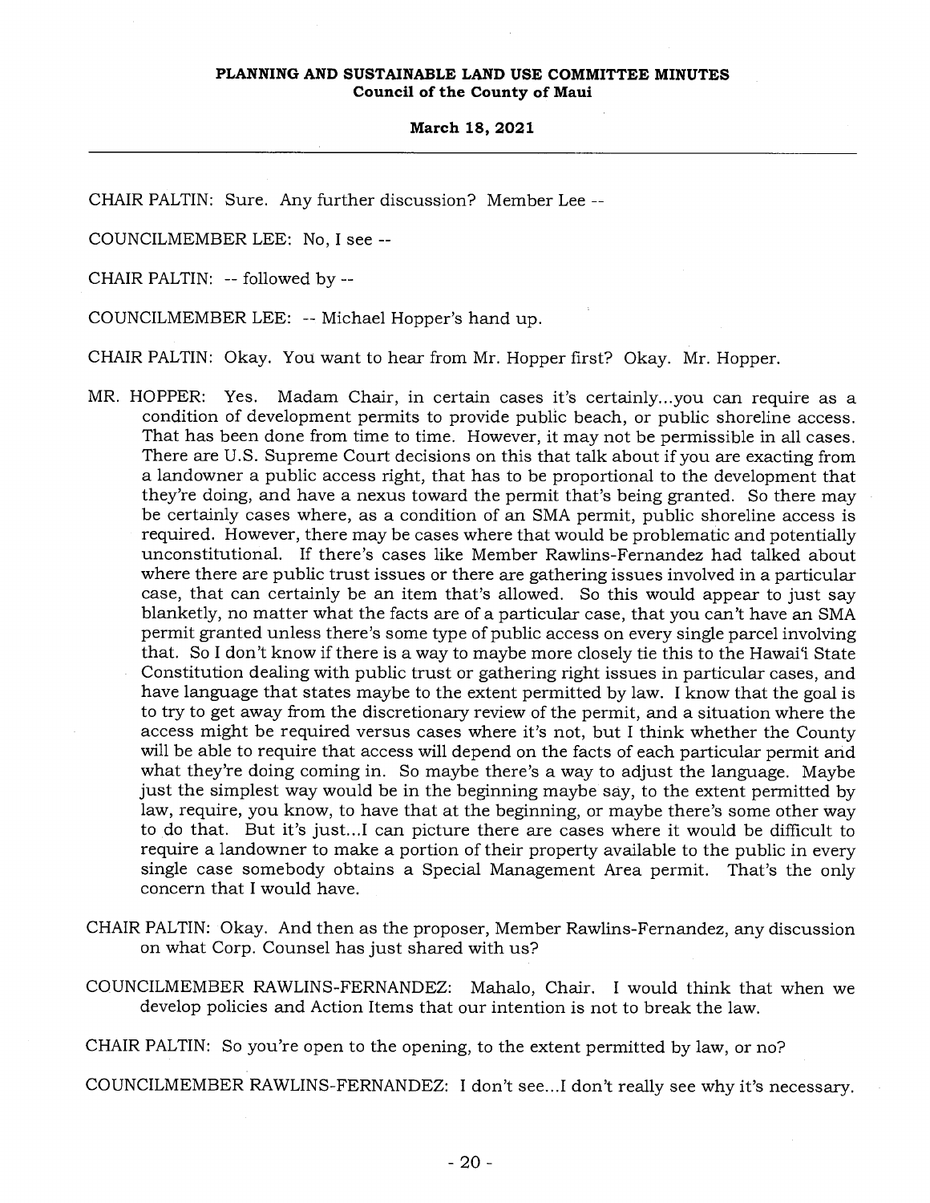CHAIR PALTIN: Sure. Any further discussion? Member Lee --

COUNCILMEMBER LEE: No, I see --

CHAIR PALTIN: -- followed by --

COUNCILMEMBER LEE: -- Michael Hopper's hand up.

CHAIR PALTIN: Okay. You want to hear from Mr. Hopper first? Okay. Mr. Hopper.

MR. HOPPER: Yes. Madam Chair, in certain cases it's certainly...you can require as a condition of development permits to provide public beach, or public shoreline access. That has been done from time to time. However, it may not be permissible in all cases. There are U.S. Supreme Court decisions on this that talk about if you are exacting from a landowner a public access right, that has to be proportional to the development that they're doing, and have a nexus toward the permit that's being granted. So there may be certainly cases where, as a condition of an SMA permit, public shoreline access is required. However, there may be cases where that would be problematic and potentially unconstitutional. If there's cases like Member Rawlins-Fernandez had talked about where there are public trust issues or there are gathering issues involved in a particular case, that can certainly be an item that's allowed. So this would appear to just say blanketly, no matter what the facts are of a particular case, that you can't have an SMA permit granted unless there's some type of public access on every single parcel involving that. So I don't know if there is a way to maybe more closely tie this to the Hawai'i State Constitution dealing with public trust or gathering right issues in particular cases, and have language that states maybe to the extent permitted by law. I know that the goal is to try to get away from the discretionary review of the permit, and a situation where the access might be required versus cases where it's not, but I think whether the County will be able to require that access will depend on the facts of each particular permit and what they're doing coming in. So maybe there's a way to adjust the language. Maybe just the simplest way would be in the beginning maybe say, to the extent permitted by law, require, you know, to have that at the beginning, or maybe there's some other way to do that. But it's just...I can picture there are cases where it would be difficult to require a landowner to make a portion of their property available to the public in every single case somebody obtains a Special Management Area permit. That's the only concern that I would have.

CHAIR PALTIN: Okay. And then as the proposer, Member Rawlins-Fernandez, any discussion on what Corp. Counsel has just shared with us?

COUNCILMEMBER RAWLINS-FERNANDEZ: Mahalo, Chair. I would think that when we develop policies and Action Items that our intention is not to break the law.

CHAIR PALTIN: So you're open to the opening, to the extent permitted by law, or no?

COUNCILMEMBER RAWLINS-FERNANDEZ: I don't see...I don't really see why it's necessary.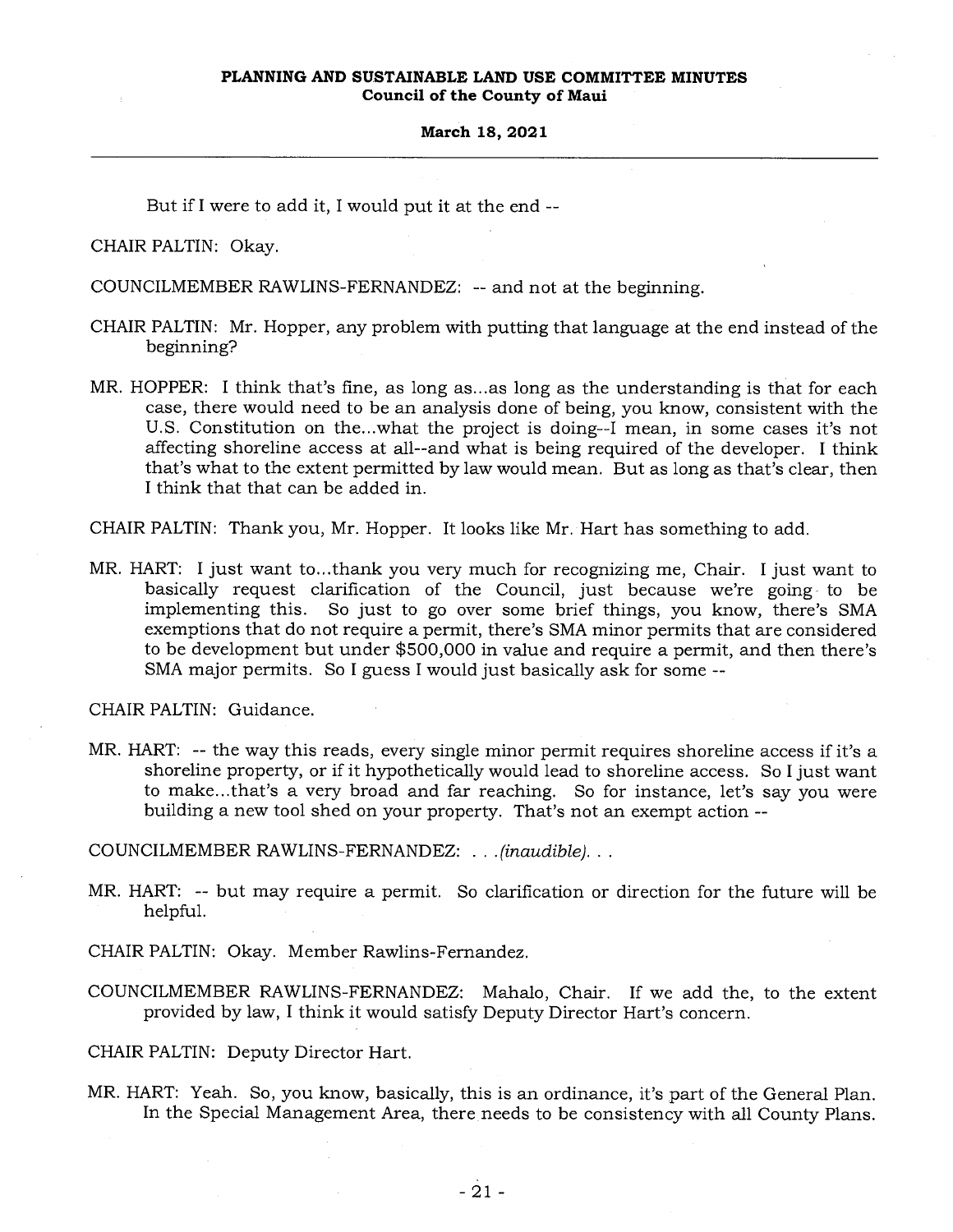But if I were to add it, I would put it at the end --

CHAIR PALTIN: Okay.

COUNCILMEMBER RAWLINS-FERNANDEZ: -- and not at the beginning.

CHAIR PALTIN: Mr. Hopper, any problem with putting that language at the end instead of the beginning?

MR. HOPPER: I think that's fine, as long as...as long as the understanding is that for each case, there would need to be an analysis done of being, you know, consistent with the U.S. Constitution on the...what the project is doing--I mean, in some cases it's not affecting shoreline access at all--and what is being required of the developer. I think that's what to the extent permitted by law would mean. But as long as that's clear, then I think that that can be added in.

CHAIR PALTIN: Thank you, Mr. Hopper. It looks like Mr. Hart has something to add.

MR. HART: I just want to...thank you very much for recognizing me, Chair. I just want to basically request clarification of the Council, just because we're going to be implementing this. So just to go over some brief things, you know, there's SMA exemptions that do not require a permit, there's SMA minor permits that are considered to be development but under $500,000 in value and require a permit, and then there's SMA major permits. So I guess I would just basically ask for some --

CHAIR PALTIN: Guidance.

MR. HART: -- the way this reads, every single minor permit requires shoreline access if it's a shoreline property, or if it hypothetically would lead to shoreline access. So I just want to make...that's a very broad and far reaching. So for instance, let's say you were building a new tool shed on your property. That's not an exempt action --

COUNCILMEMBER RAWLINS-FERNANDEZ: . . .*(inaudible)*. . .

MR. HART: -- but may require a permit. So clarification or direction for the future will be helpful.

CHAIR PALTIN: Okay. Member Rawlins-Fernandez.

COUNCILMEMBER RAWLINS-FERNANDEZ: Mahalo, Chair. If we add the, to the extent provided by law, I think it would satisfy Deputy Director Hart's concern.

CHAIR PALTIN: Deputy Director Hart.

MR. HART: Yeah. So, you know, basically, this is an ordinance, it's part of the General Plan. In the Special Management Area, there needs to be consistency with all County Plans.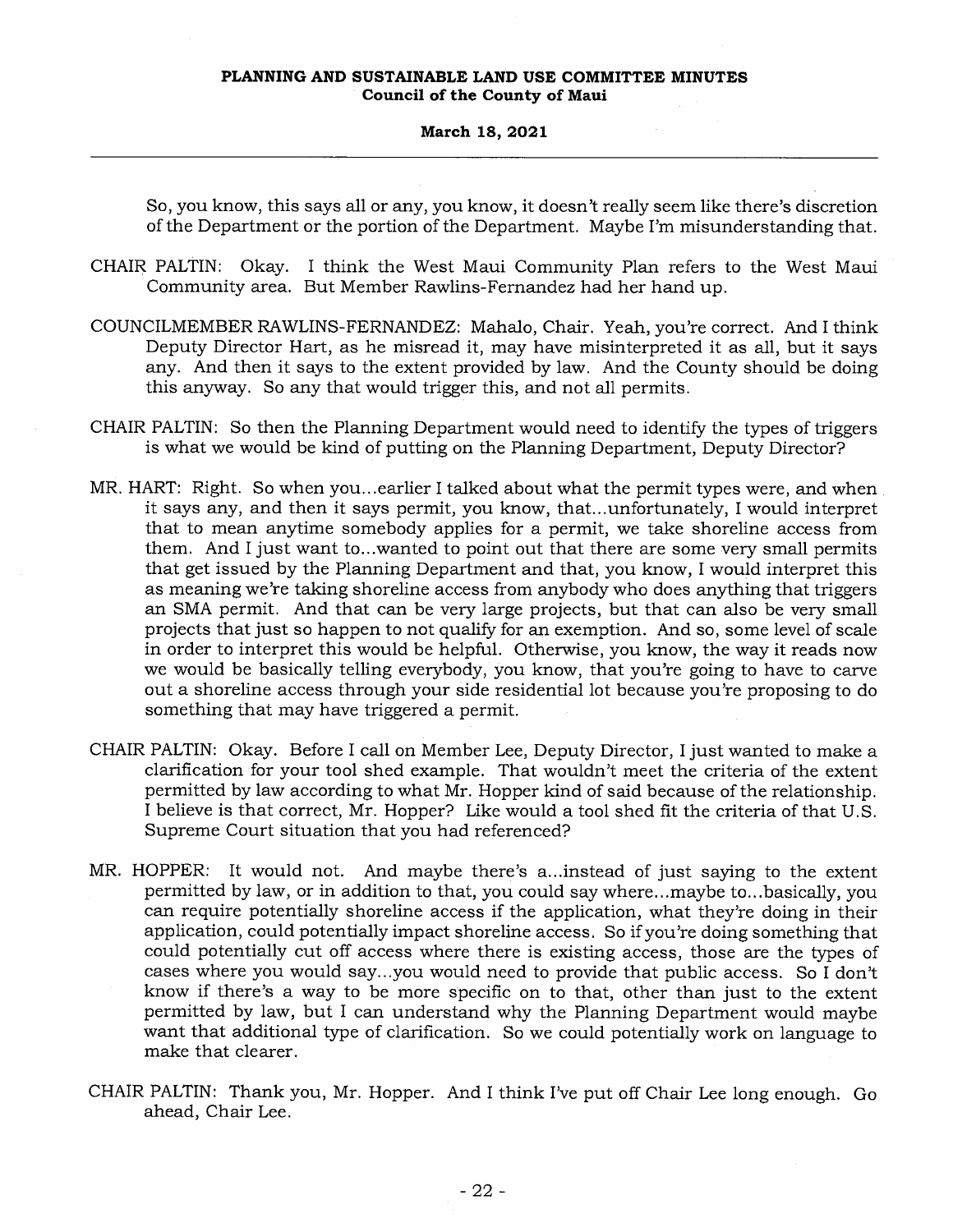So, you know, this says all or any, you know, it doesn't really seem like there's discretion of the Department or the portion of the Department. Maybe I'm misunderstanding that.

CHAIR PALTIN: Okay. I think the West Maui Community Plan refers to the West Maui Community area. But Member Rawlins-Fernandez had her hand up.

COUNCILMEMBER RAWLINS-FERNANDEZ: Mahalo, Chair. Yeah, you're correct. And I think Deputy Director Hart, as he misread it, may have misinterpreted it as all, but it says any. And then it says to the extent provided by law. And the County should be doing this anyway. So any that would trigger this, and not all permits.

CHAIR PALTIN: So then the Planning Department would need to identify the types of triggers is what we would be kind of putting on the Planning Department, Deputy Director?

MR. HART: Right. So when you...earlier I talked about what the permit types were, and when it says any, and then it says permit, you know, that...unfortunately, I would interpret that to mean anytime somebody applies for a permit, we take shoreline access from them. And I just want to...wanted to point out that there are some very small permits that get issued by the Planning Department and that, you know, I would interpret this as meaning we're taking shoreline access from anybody who does anything that triggers an SMA permit. And that can be very large projects, but that can also be very small projects that just so happen to not qualify for an exemption. And so, some level of scale in order to interpret this would be helpful. Otherwise, you know, the way it reads now we would be basically telling everybody, you know, that you're going to have to carve out a shoreline access through your side residential lot because you're proposing to do something that may have triggered a permit.

CHAIR PALTIN: Okay. Before I call on Member Lee, Deputy Director, I just wanted to make a clarification for your tool shed example. That wouldn't meet the criteria of the extent permitted by law according to what Mr. Hopper kind of said because of the relationship. I believe is that correct, Mr. Hopper? Like would a tool shed fit the criteria of that U.S. Supreme Court situation that you had referenced?

MR. HOPPER: It would not. And maybe there's a...instead of just saying to the extent permitted by law, or in addition to that, you could say where...maybe to...basically, you can require potentially shoreline access if the application, what they're doing in their application, could potentially impact shoreline access. So if you're doing something that could potentially cut off access where there is existing access, those are the types of cases where you would say...you would need to provide that public access. So I don't know if there's a way to be more specific on to that, other than just to the extent permitted by law, but I can understand why the Planning Department would maybe want that additional type of clarification. So we could potentially work on language to make that clearer.

CHAIR PALTIN: Thank you, Mr. Hopper. And I think I've put off Chair Lee long enough. Go ahead, Chair Lee.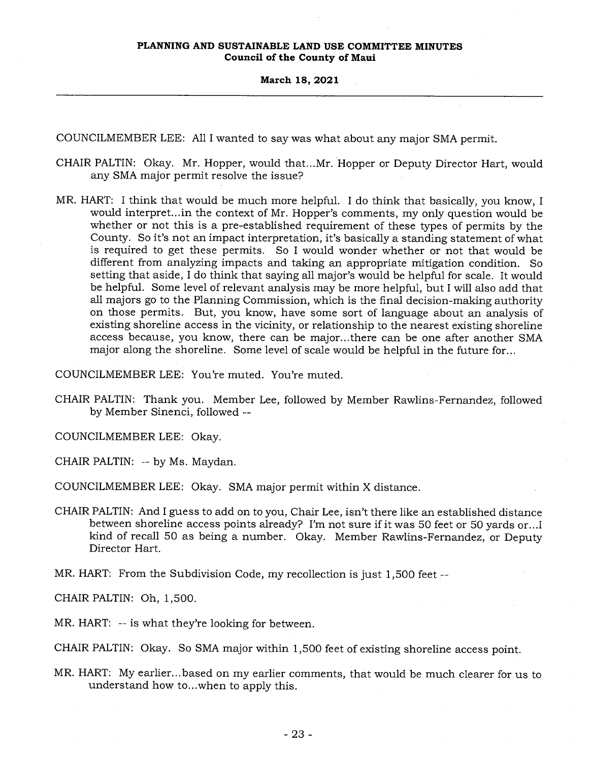COUNCILMEMBER LEE: All I wanted to say was what about any major SMA permit.

CHAIR PALTIN: Okay. Mr. Hopper, would that...Mr. Hopper or Deputy Director Hart, would any SMA major permit resolve the issue?

MR. HART: I think that would be much more helpful. I do think that basically, you know, I would interpret...in the context of Mr. Hopper's comments, my only question would be whether or not this is a pre-established requirement of these types of permits by the County. So it's not an impact interpretation, it's basically a standing statement of what is required to get these permits. So I would wonder whether or not that would be different from analyzing impacts and taking an appropriate mitigation condition. So setting that aside, I do think that saying all major's would be helpful for scale. It would be helpful. Some level of relevant analysis may be more helpful, but I will also add that all majors go to the Planning Commission, which is the final decision-making authority on those permits. But, you know, have some sort of language about an analysis of existing shoreline access in the vicinity, or relationship to the nearest existing shoreline access because, you know, there can be major...there can be one after another SMA major along the shoreline. Some level of scale would be helpful in the future for...

COUNCILMEMBER LEE: You're muted. You're muted.

CHAIR PALTIN: Thank you. Member Lee, followed by Member Rawlins-Fernandez, followed by Member Sinenci, followed --

COUNCILMEMBER LEE: Okay.

CHAIR PALTIN: -- by Ms. Maydan.

COUNCILMEMBER LEE: Okay. SMA major permit within X distance.

CHAIR PALTIN: And I guess to add on to you, Chair Lee, isn't there like an established distance between shoreline access points already? I'm not sure if it was 50 feet or 50 yards or...I kind of recall 50 as being a number. Okay. Member Rawlins-Fernandez, or Deputy Director Hart.

MR. HART: From the Subdivision Code, my recollection is just 1,500 feet --

CHAIR PALTIN: Oh, 1,500.

MR. HART: -- is what they're looking for between.

CHAIR PALTIN: Okay. So SMA major within 1,500 feet of existing shoreline access point.

MR. HART: My earlier...based on my earlier comments, that would be much clearer for us to understand how to...when to apply this.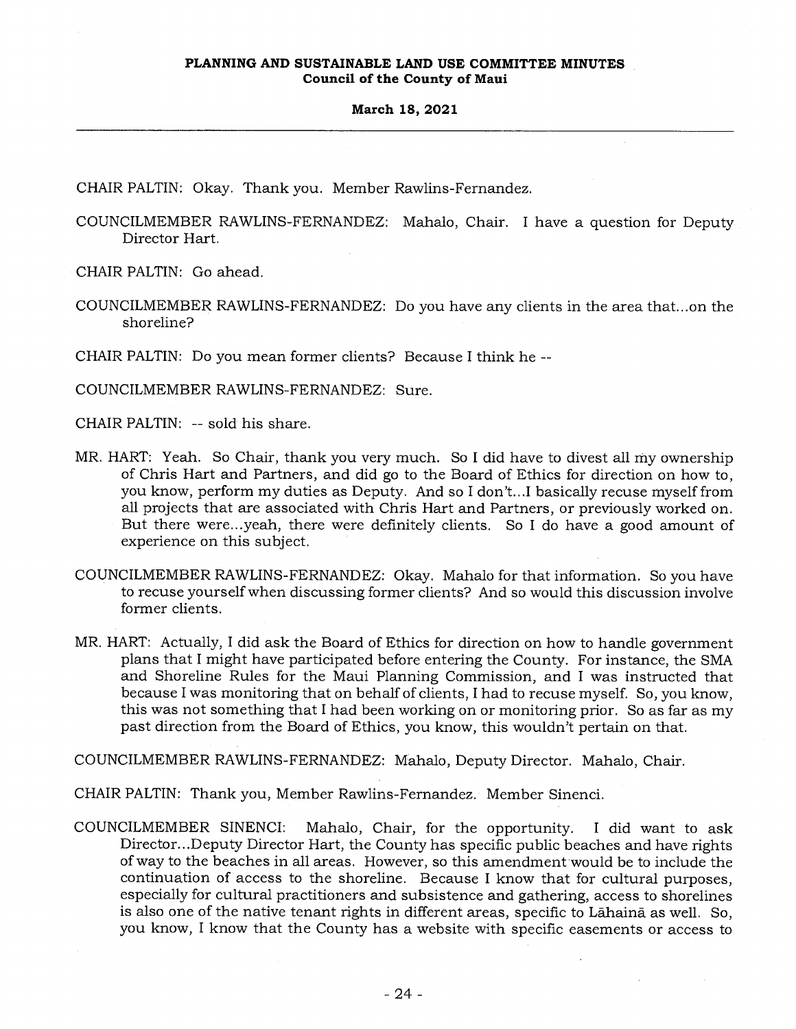CHAIR PALTIN: Okay. Thank you. Member Rawlins-Fernandez.

COUNCILMEMBER RAWLINS-FERNANDEZ: Mahalo, Chair. I have a question for Deputy Director Hart.

CHAIR PALTIN: Go ahead.

COUNCILMEMBER RAWLINS-FERNANDEZ: Do you have any clients in the area that...on the shoreline?

CHAIR PALTIN: Do you mean former clients? Because I think he --

COUNCILMEMBER RAWLINS-FERNANDEZ: Sure.

CHAIR PALTIN: -- sold his share.

MR. HART: Yeah. So Chair, thank you very much. So I did have to divest all my ownership of Chris Hart and Partners, and did go to the Board of Ethics for direction on how to, you know, perform my duties as Deputy. And so I don't...I basically recuse myself from all projects that are associated with Chris Hart and Partners, or previously worked on. But there were...yeah, there were definitely clients. So I do have a good amount of experience on this subject.

COUNCILMEMBER RAWLINS-FERNANDEZ: Okay. Mahalo for that information. So you have to recuse yourself when discussing former clients? And so would this discussion involve former clients.

MR. HART: Actually, I did ask the Board of Ethics for direction on how to handle government plans that I might have participated before entering the County. For instance, the SMA and Shoreline Rules for the Maui Planning Commission, and I was instructed that because I was monitoring that on behalf of clients, I had to recuse myself. So, you know, this was not something that I had been working on or monitoring prior. So as far as my past direction from the Board of Ethics, you know, this wouldn't pertain on that.

COUNCILMEMBER RAWLINS-FERNANDEZ: Mahalo, Deputy Director. Mahalo, Chair.

CHAIR PALTIN: Thank you, Member Rawlins-Fernandez. Member Sinenci.

COUNCILMEMBER SINENCI: Mahalo, Chair, for the opportunity. I did want to ask Director...Deputy Director Hart, the County has specific public beaches and have rights of way to the beaches in all areas. However, so this amendment would be to include the continuation of access to the shoreline. Because I know that for cultural purposes, especially for cultural practitioners and subsistence and gathering, access to shorelines is also one of the native tenant rights in different areas, specific to Lāhainā as well. So, you know, I know that the County has a website with specific easements or access to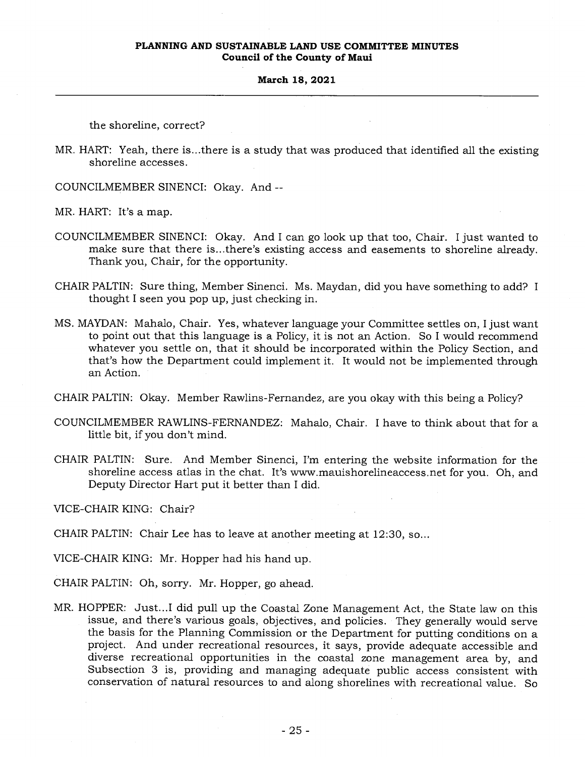the shoreline, correct?

MR. HART: Yeah, there is...there is a study that was produced that identified all the existing shoreline accesses.

COUNCILMEMBER SINENCI: Okay. And --

MR. HART: It's a map.

COUNCILMEMBER SINENCI: Okay. And I can go look up that too, Chair. I just wanted to make sure that there is...there's existing access and easements to shoreline already. Thank you, Chair, for the opportunity.

CHAIR PALTIN: Sure thing, Member Sinenci. Ms. Maydan, did you have something to add? I thought I seen you pop up, just checking in.

MS. MAYDAN: Mahalo, Chair. Yes, whatever language your Committee settles on, I just want to point out that this language is a Policy, it is not an Action. So I would recommend whatever you settle on, that it should be incorporated within the Policy Section, and that's how the Department could implement it. It would not be implemented through an Action.

CHAIR PALTIN: Okay. Member Rawlins-Fernandez, are you okay with this being a Policy?

COUNCILMEMBER RAWLINS-FERNANDEZ: Mahalo, Chair. I have to think about that for a little bit, if you don't mind.

CHAIR PALTIN: Sure. And Member Sinenci, I'm entering the website information for the shoreline access atlas in the chat. It's www.mauishorelineaccess.net for you. Oh, and Deputy Director Hart put it better than I did.

VICE-CHAIR KING: Chair?

CHAIR PALTIN: Chair Lee has to leave at another meeting at 12:30, so...

VICE-CHAIR KING: Mr. Hopper had his hand up.

CHAIR PALTIN: Oh, sorry. Mr. Hopper, go ahead.

MR. HOPPER: Just...I did pull up the Coastal Zone Management Act, the State law on this issue, and there's various goals, objectives, and policies. They generally would serve the basis for the Planning Commission or the Department for putting conditions on a project. And under recreational resources, it says, provide adequate accessible and diverse recreational opportunities in the coastal zone management area by, and Subsection 3 is, providing and managing adequate public access consistent with conservation of natural resources to and along shorelines with recreational value. So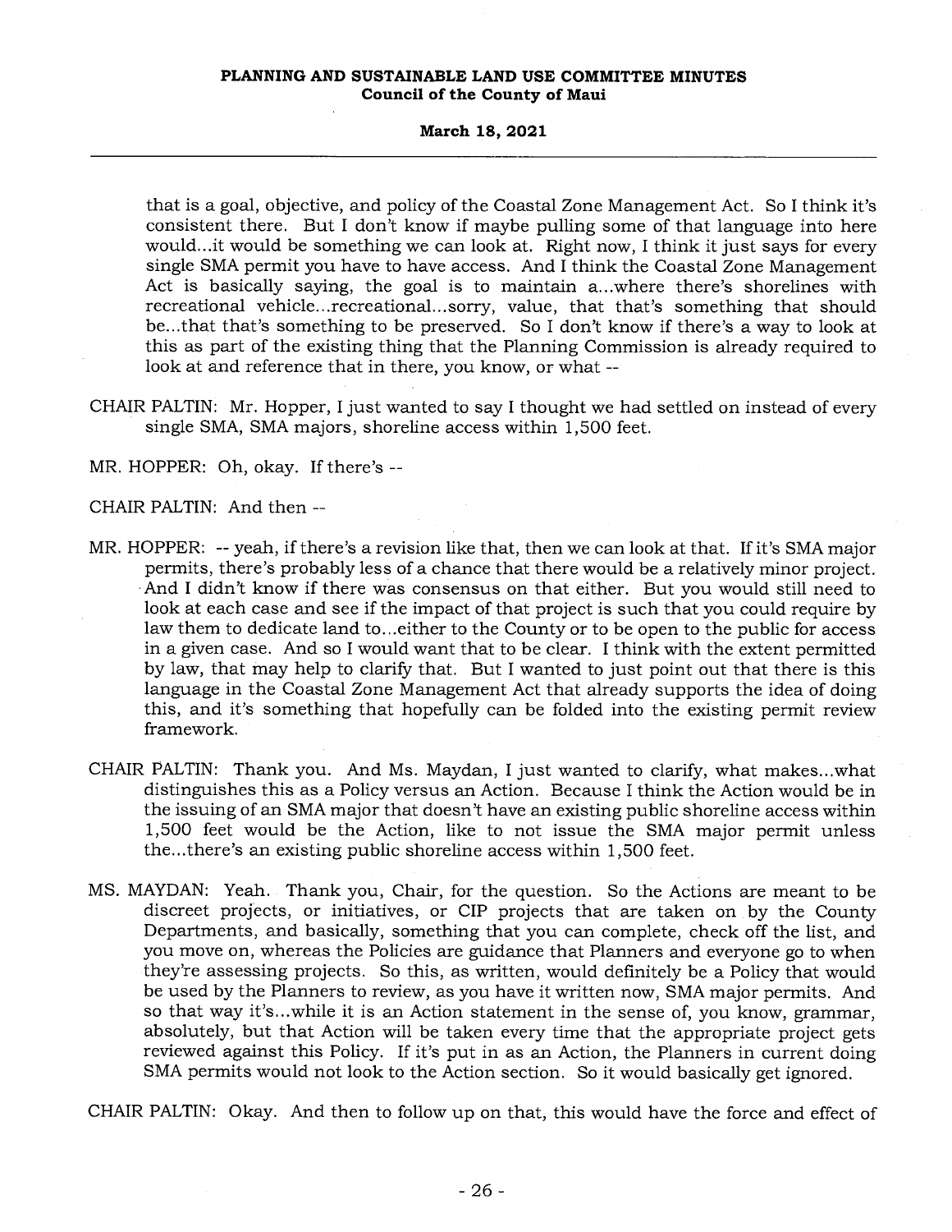that is a goal, objective, and policy of the Coastal Zone Management Act. So I think it's consistent there. But I don't know if maybe pulling some of that language into here would...it would be something we can look at. Right now, I think it just says for every single SMA permit you have to have access. And I think the Coastal Zone Management Act is basically saying, the goal is to maintain a...where there's shorelines with recreational vehicle...recreational...sorry, value, that that's something that should be...that that's something to be preserved. So I don't know if there's a way to look at this as part of the existing thing that the Planning Commission is already required to look at and reference that in there, you know, or what --

CHAIR PALTIN: Mr. Hopper, I just wanted to say I thought we had settled on instead of every single SMA, SMA majors, shoreline access within 1,500 feet.

MR. HOPPER: Oh, okay. If there's --

CHAIR PALTIN: And then --

MR. HOPPER: -- yeah, if there's a revision like that, then we can look at that. If it's SMA major permits, there's probably less of a chance that there would be a relatively minor project. And I didn't know if there was consensus on that either. But you would still need to look at each case and see if the impact of that project is such that you could require by law them to dedicate land to...either to the County or to be open to the public for access in a given case. And so I would want that to be clear. I think with the extent permitted by law, that may help to clarify that. But I wanted to just point out that there is this language in the Coastal Zone Management Act that already supports the idea of doing this, and it's something that hopefully can be folded into the existing permit review framework.

CHAIR PALTIN: Thank you. And Ms. Maydan, I just wanted to clarify, what makes...what distinguishes this as a Policy versus an Action. Because I think the Action would be in the issuing of an SMA major that doesn't have an existing public shoreline access within 1,500 feet would be the Action, like to not issue the SMA major permit unless the...there's an existing public shoreline access within 1,500 feet.

MS. MAYDAN: Yeah. Thank you, Chair, for the question. So the Actions are meant to be discreet projects, or initiatives, or CIP projects that are taken on by the County Departments, and basically, something that you can complete, check off the list, and you move on, whereas the Policies are guidance that Planners and everyone go to when they're assessing projects. So this, as written, would definitely be a Policy that would be used by the Planners to review, as you have it written now, SMA major permits. And so that way it's...while it is an Action statement in the sense of, you know, grammar, absolutely, but that Action will be taken every time that the appropriate project gets reviewed against this Policy. If it's put in as an Action, the Planners in current doing SMA permits would not look to the Action section. So it would basically get ignored.

CHAIR PALTIN: Okay. And then to follow up on that, this would have the force and effect of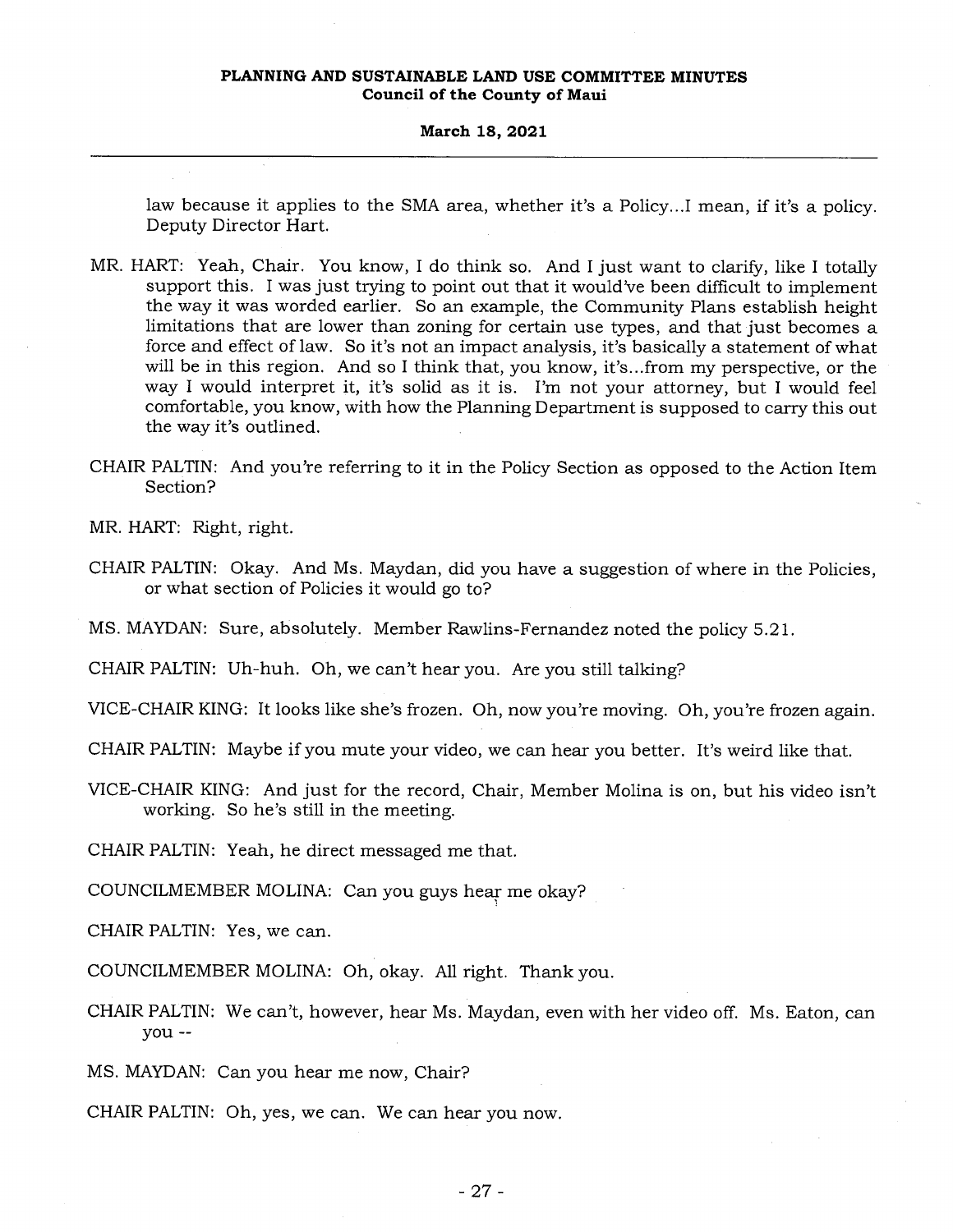law because it applies to the SMA area, whether it's a Policy...I mean, if it's a policy. Deputy Director Hart.

MR. HART: Yeah, Chair. You know, I do think so. And I just want to clarify, like I totally support this. I was just trying to point out that it would've been difficult to implement the way it was worded earlier. So an example, the Community Plans establish height limitations that are lower than zoning for certain use types, and that just becomes a force and effect of law. So it's not an impact analysis, it's basically a statement of what will be in this region. And so I think that, you know, it's...from my perspective, or the way I would interpret it, it's solid as it is. I'm not your attorney, but I would feel comfortable, you know, with how the Planning Department is supposed to carry this out the way it's outlined.

CHAIR PALTIN: And you're referring to it in the Policy Section as opposed to the Action Item Section?

MR. HART: Right, right.

CHAIR PALTIN: Okay. And Ms. Maydan, did you have a suggestion of where in the Policies, or what section of Policies it would go to?

MS. MAYDAN: Sure, absolutely. Member Rawlins-Fernandez noted the policy 5.21.

CHAIR PALTIN: Uh-huh. Oh, we can't hear you. Are you still talking?

VICE-CHAIR KING: It looks like she's frozen. Oh, now you're moving. Oh, you're frozen again.

CHAIR PALTIN: Maybe if you mute your video, we can hear you better. It's weird like that.

VICE-CHAIR KING: And just for the record, Chair, Member Molina is on, but his video isn't working. So he's still in the meeting.

CHAIR PALTIN: Yeah, he direct messaged me that.

COUNCILMEMBER MOLINA: Can you guys hear me okay?

CHAIR PALTIN: Yes, we can.

COUNCILMEMBER MOLINA: Oh, okay. All right. Thank you.

CHAIR PALTIN: We can't, however, hear Ms. Maydan, even with her video off. Ms. Eaton, can you --

MS. MAYDAN: Can you hear me now, Chair?

CHAIR PALTIN: Oh, yes, we can. We can hear you now.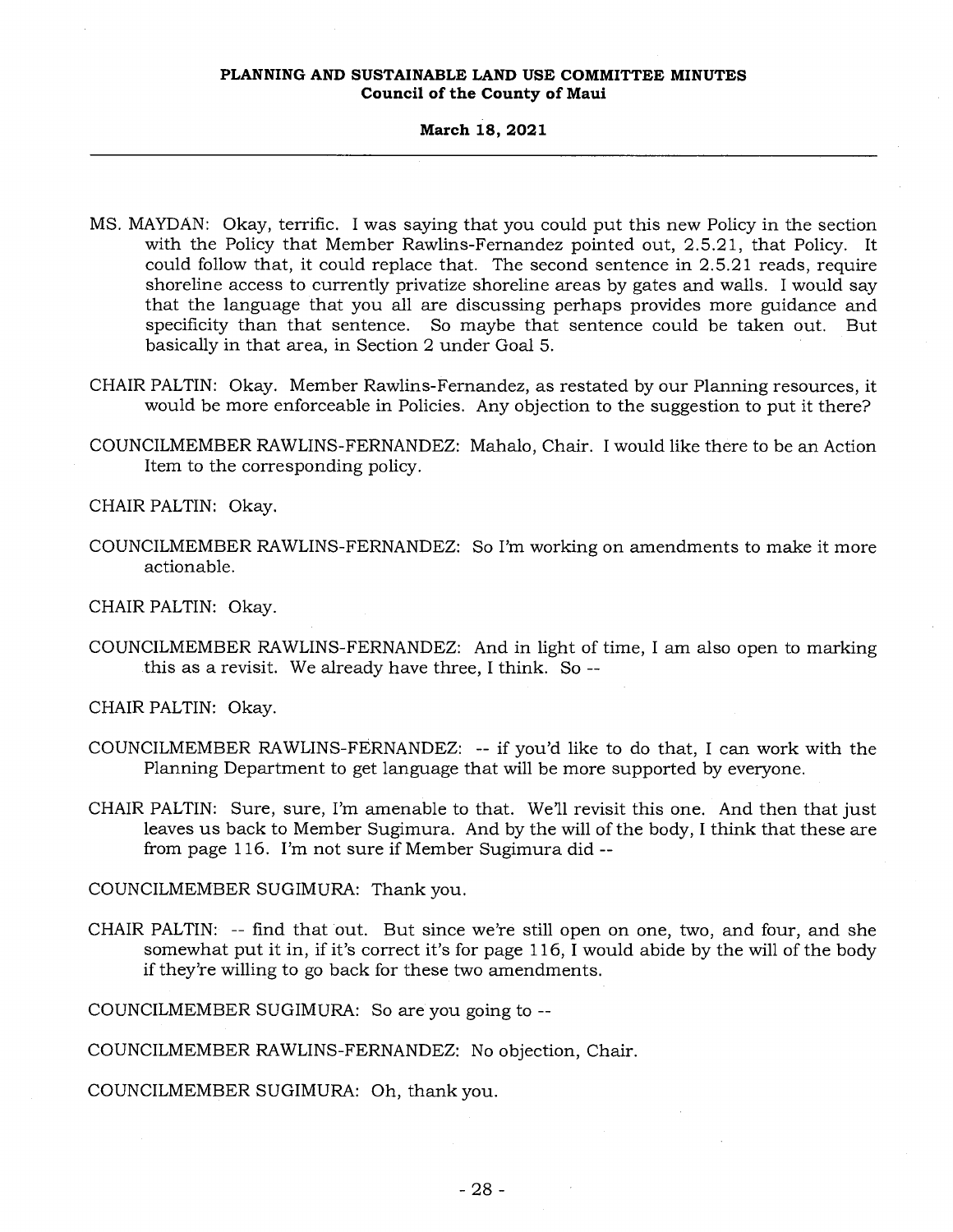MS. MAYDAN: Okay, terrific. I was saying that you could put this new Policy in the section with the Policy that Member Rawlins-Fernandez pointed out, 2.5.21, that Policy. It could follow that, it could replace that. The second sentence in 2.5.21 reads, require shoreline access to currently privatize shoreline areas by gates and walls. I would say that the language that you all are discussing perhaps provides more guidance and specificity than that sentence. So maybe that sentence could be taken out. But basically in that area, in Section 2 under Goal 5.

CHAIR PALTIN: Okay. Member Rawlins-Fernandez, as restated by our Planning resources, it would be more enforceable in Policies. Any objection to the suggestion to put it there?

COUNCILMEMBER RAWLINS-FERNANDEZ: Mahalo, Chair. I would like there to be an Action Item to the corresponding policy.

CHAIR PALTIN: Okay.

COUNCILMEMBER RAWLINS-FERNANDEZ: So I'm working on amendments to make it more actionable.

CHAIR PALTIN: Okay.

COUNCILMEMBER RAWLINS-FERNANDEZ: And in light of time, I am also open to marking this as a revisit. We already have three, I think. So --

CHAIR PALTIN: Okay.

COUNCILMEMBER RAWLINS-FERNANDEZ: -- if you'd like to do that, I can work with the Planning Department to get language that will be more supported by everyone.

CHAIR PALTIN: Sure, sure, I'm amenable to that. We'll revisit this one. And then that just leaves us back to Member Sugimura. And by the will of the body, I think that these are from page 116. I'm not sure if Member Sugimura did --

COUNCILMEMBER SUGIMURA: Thank you.

CHAIR PALTIN: -- find that out. But since we're still open on one, two, and four, and she somewhat put it in, if it's correct it's for page 116, I would abide by the will of the body if they're willing to go back for these two amendments.

COUNCILMEMBER SUGIMURA: So are you going to --

COUNCILMEMBER RAWLINS-FERNANDEZ: No objection, Chair.

COUNCILMEMBER SUGIMURA: Oh, thank you.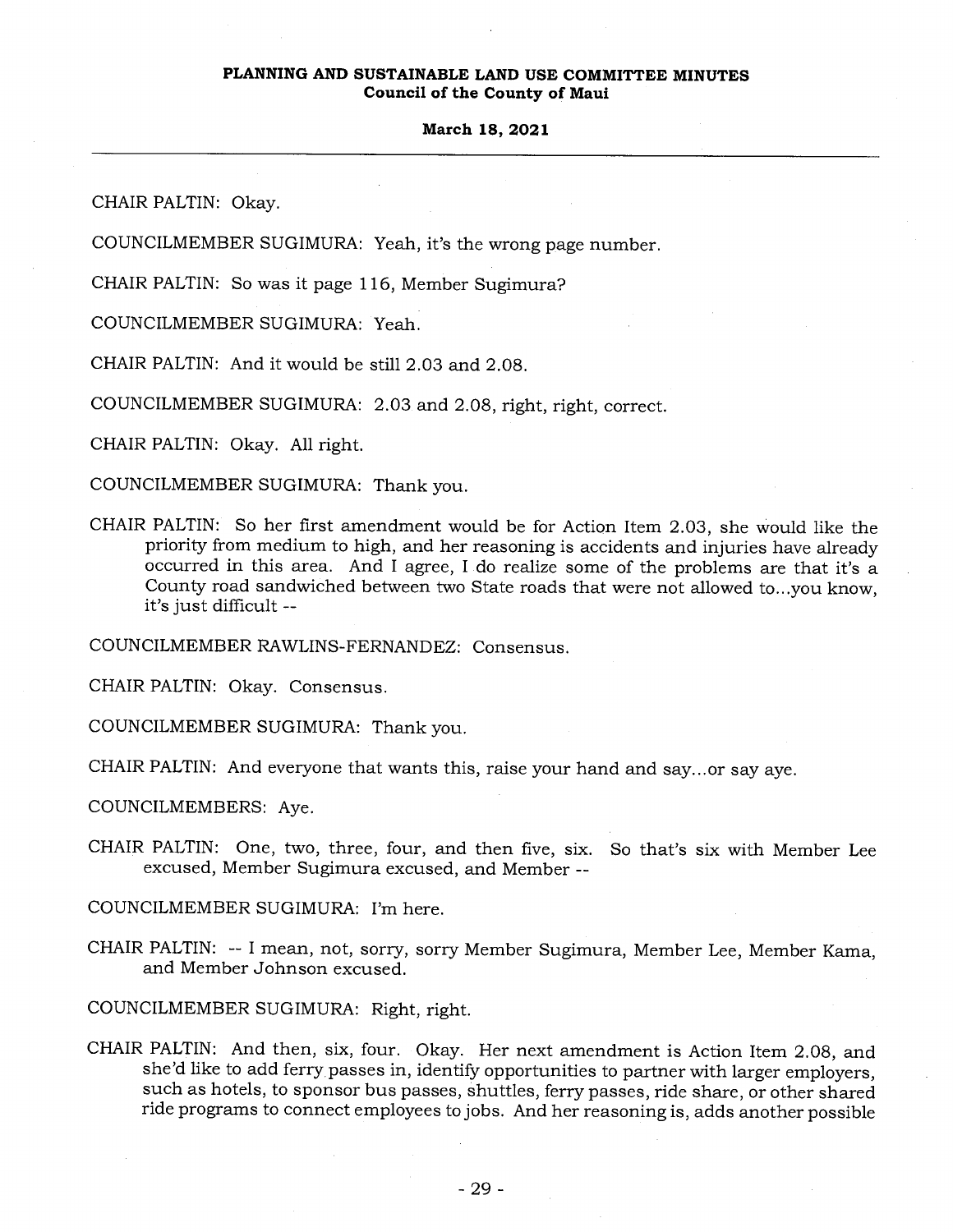CHAIR PALTIN: Okay.

COUNCILMEMBER SUGIMURA: Yeah, it's the wrong page number.

CHAIR PALTIN: So was it page 116, Member Sugimura?

COUNCILMEMBER SUGIMURA: Yeah.

CHAIR PALTIN: And it would be still 2.03 and 2.08.

COUNCILMEMBER SUGIMURA: 2.03 and 2.08, right, right, correct.

CHAIR PALTIN: Okay. All right.

COUNCILMEMBER SUGIMURA: Thank you.

CHAIR PALTIN: So her first amendment would be for Action Item 2.03, she would like the priority from medium to high, and her reasoning is accidents and injuries have already occurred in this area. And I agree, I do realize some of the problems are that it's a County road sandwiched between two State roads that were not allowed to...you know, it's just difficult --

COUNCILMEMBER RAWLINS-FERNANDEZ: Consensus.

CHAIR PALTIN: Okay. Consensus.

COUNCILMEMBER SUGIMURA: Thank you.

CHAIR PALTIN: And everyone that wants this, raise your hand and say...or say aye.

COUNCILMEMBERS: Aye.

CHAIR PALTIN: One, two, three, four, and then five, six. So that's six with Member Lee excused, Member Sugimura excused, and Member --

COUNCILMEMBER SUGIMURA: I'm here.

CHAIR PALTIN: -- I mean, not, sorry, sorry Member Sugimura, Member Lee, Member Kama, and Member Johnson excused.

COUNCILMEMBER SUGIMURA: Right, right.

CHAIR PALTIN: And then, six, four. Okay. Her next amendment is Action Item 2.08, and she'd like to add ferry passes in, identify opportunities to partner with larger employers, such as hotels, to sponsor bus passes, shuttles, ferry passes, ride share, or other shared ride programs to connect employees to jobs. And her reasoning is, adds another possible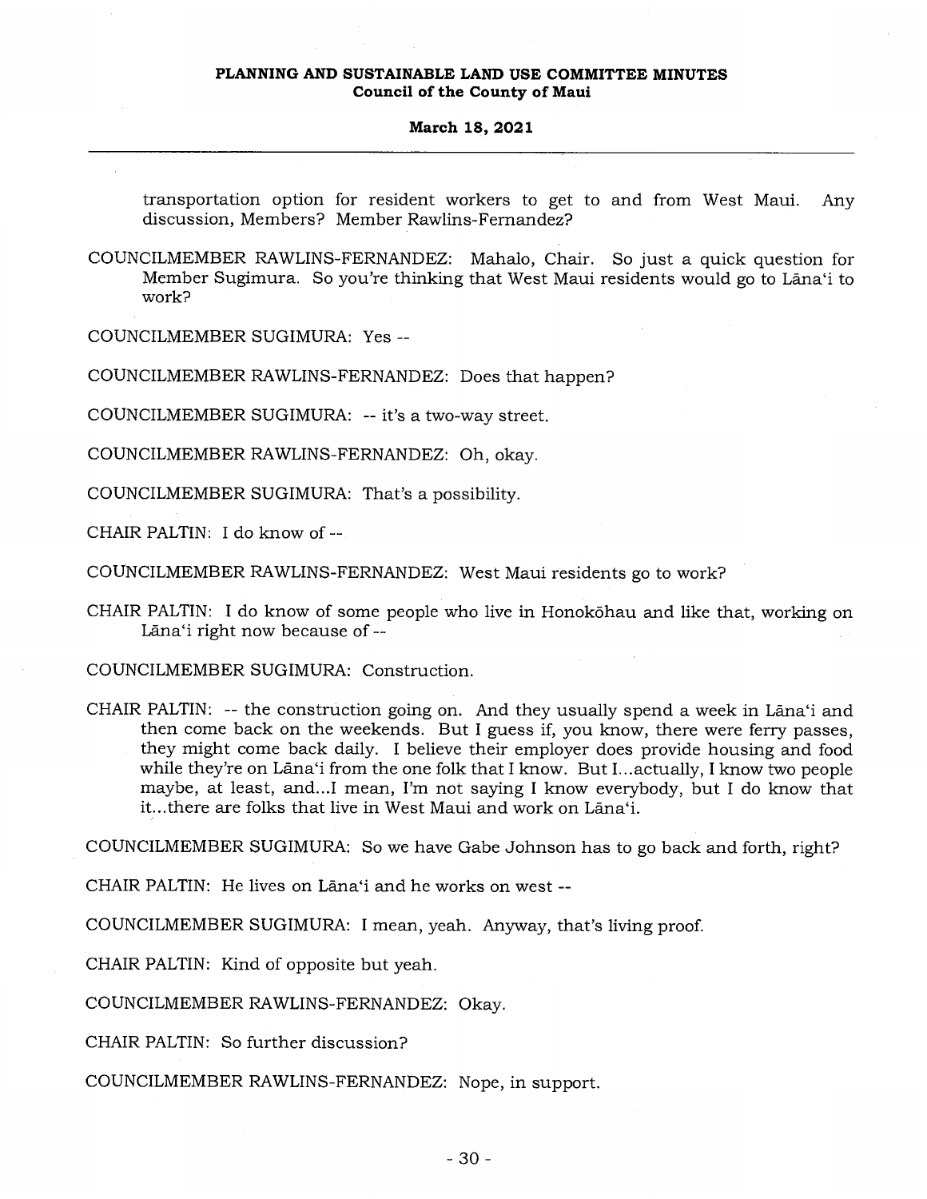transportation option for resident workers to get to and from West Maui. Any discussion, Members? Member Rawlins-Fernandez?

COUNCILMEMBER RAWLINS-FERNANDEZ: Mahalo, Chair. So just a quick question for Member Sugimura. So you're thinking that West Maui residents would go to Lānaʻi to work?

COUNCILMEMBER SUGIMURA: Yes --

COUNCILMEMBER RAWLINS-FERNANDEZ: Does that happen?

COUNCILMEMBER SUGIMURA: -- it's a two-way street.

COUNCILMEMBER RAWLINS-FERNANDEZ: Oh, okay.

COUNCILMEMBER SUGIMURA: That's a possibility.

CHAIR PALTIN: I do know of --

COUNCILMEMBER RAWLINS-FERNANDEZ: West Maui residents go to work?

CHAIR PALTIN: I do know of some people who live in Honokōhau and like that, working on Lānaʻi right now because of --

COUNCILMEMBER SUGIMURA: Construction.

CHAIR PALTIN: -- the construction going on. And they usually spend a week in Lānaʻi and then come back on the weekends. But I guess if, you know, there were ferry passes, they might come back daily. I believe their employer does provide housing and food while they're on Lānaʻi from the one folk that I know. But I...actually, I know two people maybe, at least, and...I mean, I'm not saying I know everybody, but I do know that it...there are folks that live in West Maui and work on Lānaʻi.

COUNCILMEMBER SUGIMURA: So we have Gabe Johnson has to go back and forth, right?

CHAIR PALTIN: He lives on Lānaʻi and he works on west --

COUNCILMEMBER SUGIMURA: I mean, yeah. Anyway, that's living proof.

CHAIR PALTIN: Kind of opposite but yeah.

COUNCILMEMBER RAWLINS-FERNANDEZ: Okay.

CHAIR PALTIN: So further discussion?

COUNCILMEMBER RAWLINS-FERNANDEZ: Nope, in support.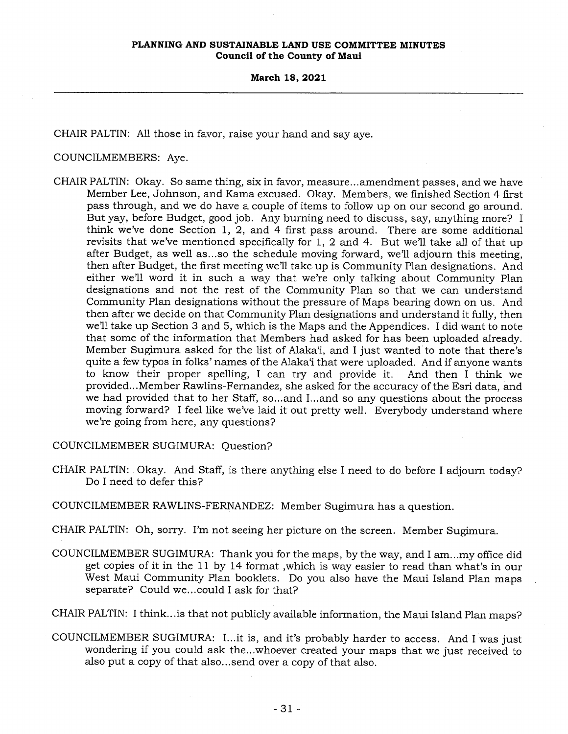CHAIR PALTIN: All those in favor, raise your hand and say aye.

COUNCILMEMBERS: Aye.

CHAIR PALTIN: Okay. So same thing, six in favor, measure...amendment passes, and we have Member Lee, Johnson, and Kama excused. Okay. Members, we finished Section 4 first pass through, and we do have a couple of items to follow up on our second go around. But yay, before Budget, good job. Any burning need to discuss, say, anything more? I think we've done Section 1, 2, and 4 first pass around. There are some additional revisits that we've mentioned specifically for 1, 2 and 4. But we'll take all of that up after Budget, as well as...so the schedule moving forward, we'll adjourn this meeting, then after Budget, the first meeting we'll take up is Community Plan designations. And either we'll word it in such a way that we're only talking about Community Plan designations and not the rest of the Community Plan so that we can understand Community Plan designations without the pressure of Maps bearing down on us. And then after we decide on that Community Plan designations and understand it fully, then we'll take up Section 3 and 5, which is the Maps and the Appendices. I did want to note that some of the information that Members had asked for has been uploaded already. Member Sugimura asked for the list of Alaka'i, and I just wanted to note that there's quite a few typos in folks' names of the Alaka'i that were uploaded. And if anyone wants to know their proper spelling, I can try and provide it. And then I think we provided...Member Rawlins-Fernandez, she asked for the accuracy of the Esri data, and we had provided that to her Staff, so...and I...and so any questions about the process moving forward? I feel like we've laid it out pretty well. Everybody understand where we're going from here, any questions?

COUNCILMEMBER SUGIMURA: Question?

CHAIR PALTIN: Okay. And Staff, is there anything else I need to do before I adjourn today? Do I need to defer this?

COUNCILMEMBER RAWLINS-FERNANDEZ: Member Sugimura has a question.

CHAIR PALTIN: Oh, sorry. I'm not seeing her picture on the screen. Member Sugimura.

COUNCILMEMBER SUGIMURA: Thank you for the maps, by the way, and I am...my office did get copies of it in the 11 by 14 format ,which is way easier to read than what's in our West Maui Community Plan booklets. Do you also have the Maui Island Plan maps separate? Could we...could I ask for that?

CHAIR PALTIN: I think...is that not publicly available information, the Maui Island Plan maps?

COUNCILMEMBER SUGIMURA: I...it is, and it's probably harder to access. And I was just wondering if you could ask the...whoever created your maps that we just received to also put a copy of that also...send over a copy of that also.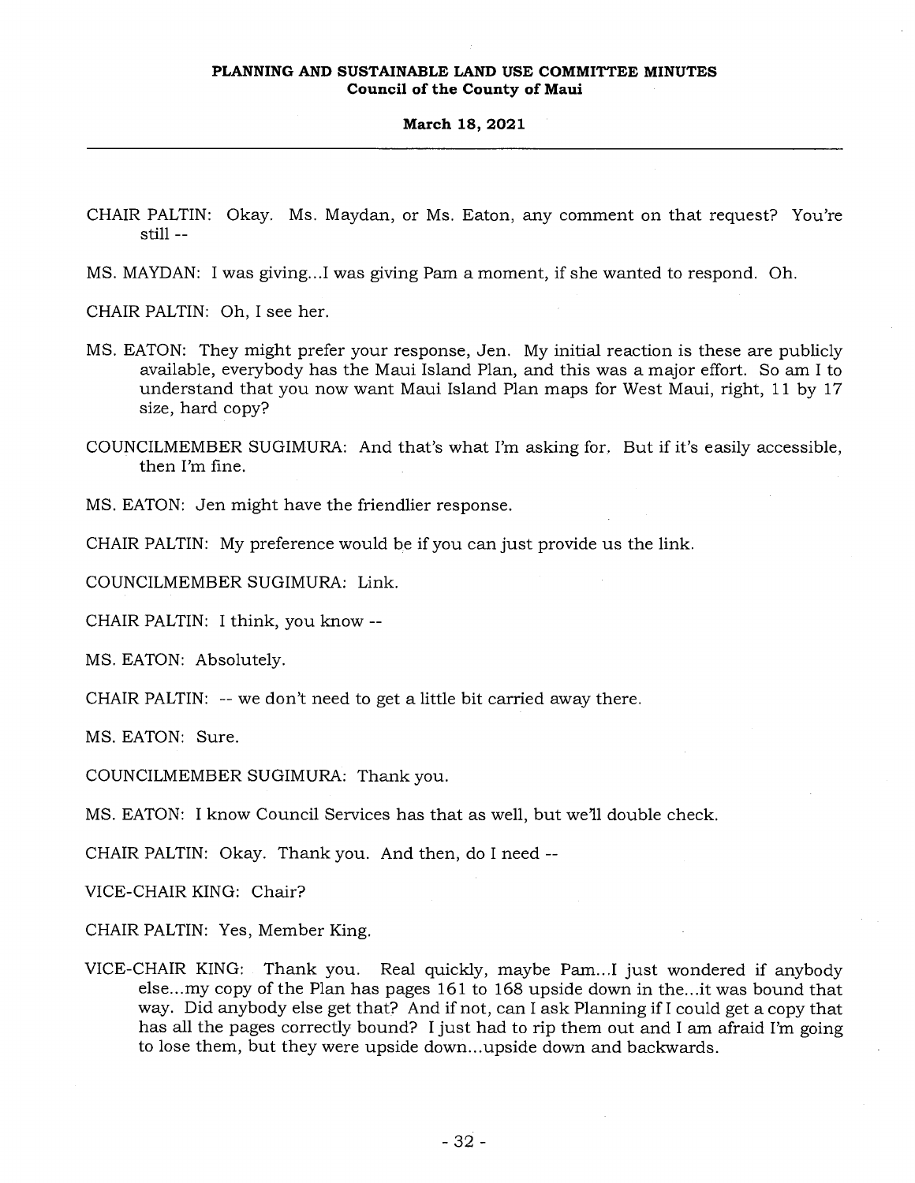CHAIR PALTIN: Okay. Ms. Maydan, or Ms. Eaton, any comment on that request? You're still --

MS. MAYDAN: I was giving...I was giving Pam a moment, if she wanted to respond. Oh.

CHAIR PALTIN: Oh, I see her.

MS. EATON: They might prefer your response, Jen. My initial reaction is these are publicly available, everybody has the Maui Island Plan, and this was a major effort. So am I to understand that you now want Maui Island Plan maps for West Maui, right, 11 by 17 size, hard copy?

COUNCILMEMBER SUGIMURA: And that's what I'm asking for. But if it's easily accessible, then I'm fine.

MS. EATON: Jen might have the friendlier response.

CHAIR PALTIN: My preference would be if you can just provide us the link.

COUNCILMEMBER SUGIMURA: Link.

CHAIR PALTIN: I think, you know --

MS. EATON: Absolutely.

CHAIR PALTIN: -- we don't need to get a little bit carried away there.

MS. EATON: Sure.

COUNCILMEMBER SUGIMURA: Thank you.

MS. EATON: I know Council Services has that as well, but we'll double check.

CHAIR PALTIN: Okay. Thank you. And then, do I need --

VICE-CHAIR KING: Chair?

CHAIR PALTIN: Yes, Member King.

VICE-CHAIR KING: Thank you. Real quickly, maybe Pam...I just wondered if anybody else...my copy of the Plan has pages 161 to 168 upside down in the...it was bound that way. Did anybody else get that? And if not, can I ask Planning if I could get a copy that has all the pages correctly bound? I just had to rip them out and I am afraid I'm going to lose them, but they were upside down...upside down and backwards.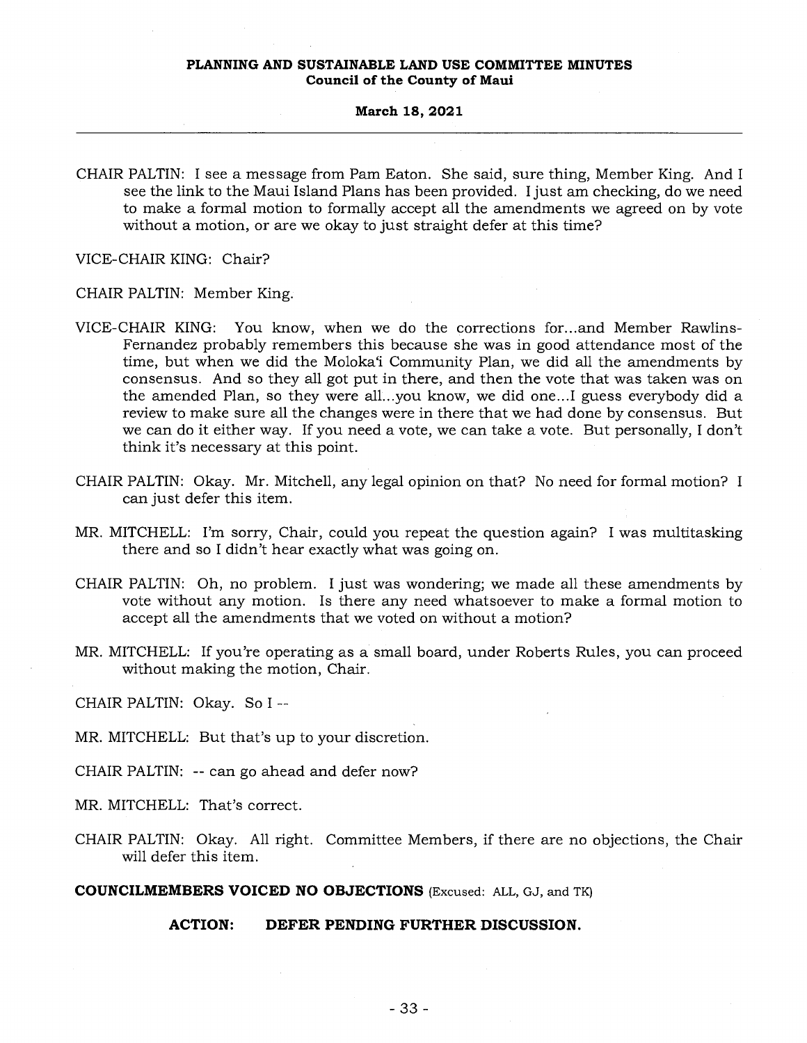CHAIR PALTIN: I see a message from Pam Eaton. She said, sure thing, Member King. And I see the link to the Maui Island Plans has been provided. I just am checking, do we need to make a formal motion to formally accept all the amendments we agreed on by vote without a motion, or are we okay to just straight defer at this time?

VICE-CHAIR KING: Chair?

CHAIR PALTIN: Member King.

VICE-CHAIR KING: You know, when we do the corrections for...and Member Rawlins-Fernandez probably remembers this because she was in good attendance most of the time, but when we did the Moloka'i Community Plan, we did all the amendments by consensus. And so they all got put in there, and then the vote that was taken was on the amended Plan, so they were all...you know, we did one...I guess everybody did a review to make sure all the changes were in there that we had done by consensus. But we can do it either way. If you need a vote, we can take a vote. But personally, I don't think it's necessary at this point.

CHAIR PALTIN: Okay. Mr. Mitchell, any legal opinion on that? No need for formal motion? I can just defer this item.

MR. MITCHELL: I'm sorry, Chair, could you repeat the question again? I was multitasking there and so I didn't hear exactly what was going on.

CHAIR PALTIN: Oh, no problem. I just was wondering; we made all these amendments by vote without any motion. Is there any need whatsoever to make a formal motion to accept all the amendments that we voted on without a motion?

MR. MITCHELL: If you're operating as a small board, under Roberts Rules, you can proceed without making the motion, Chair.

CHAIR PALTIN: Okay. So I --

MR. MITCHELL: But that's up to your discretion.

CHAIR PALTIN: -- can go ahead and defer now?

MR. MITCHELL: That's correct.

CHAIR PALTIN: Okay. All right. Committee Members, if there are no objections, the Chair will defer this item.

**COUNCILMEMBERS VOICED NO OBJECTIONS** (Excused: ALL, GJ, and TK)

**ACTION: DEFER PENDING FURTHER DISCUSSION.**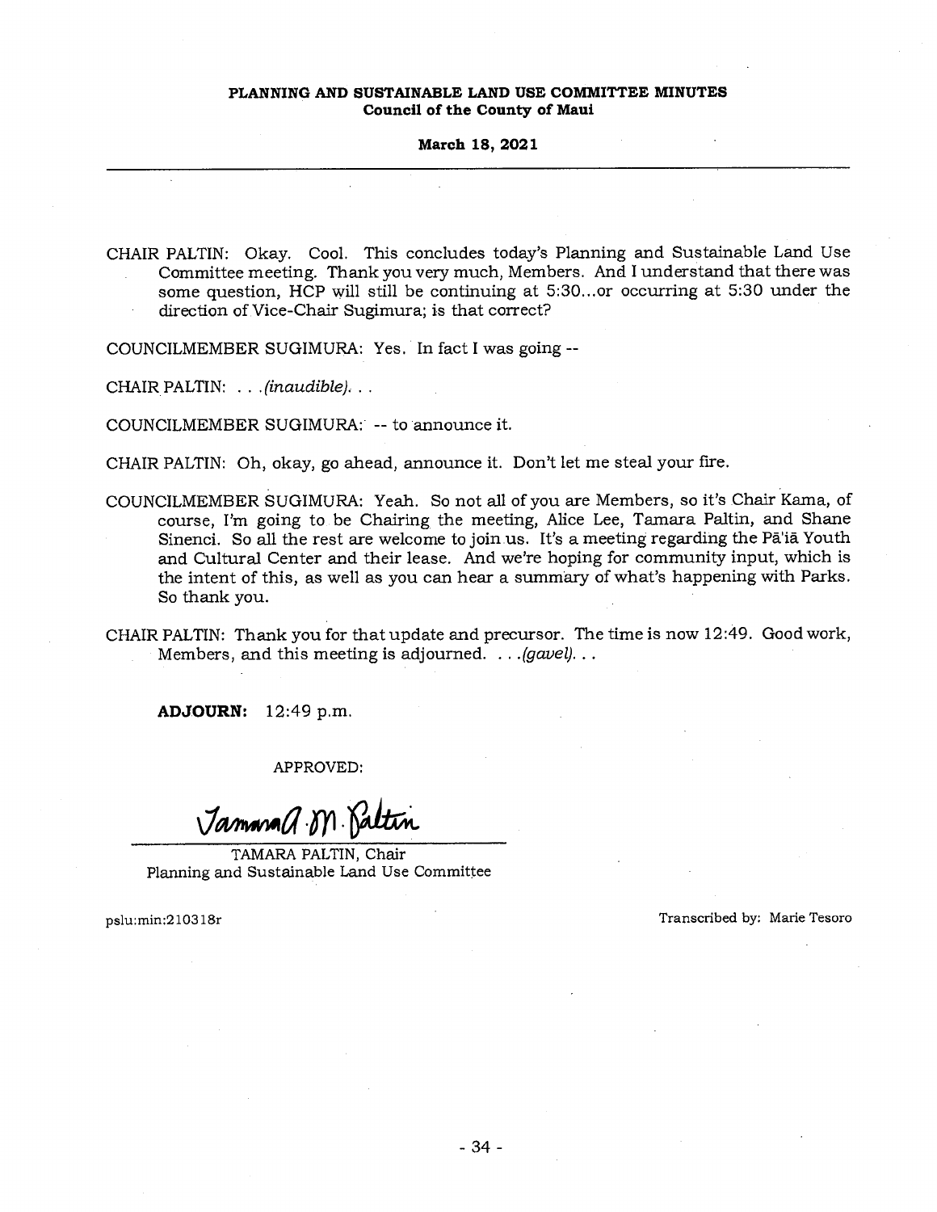CHAIR PALTIN: Okay. Cool. This concludes today's Planning and Sustainable Land Use Committee meeting. Thank you very much, Members. And I understand that there was some question, HCP will still be continuing at 5:30...or occurring at 5:30 under the direction of Vice-Chair Sugimura; is that correct?

COUNCILMEMBER SUGIMURA: Yes. In fact I was going --

CHAIR PALTIN: . . .*(inaudible)*. . .

COUNCILMEMBER SUGIMURA: -- to announce it.

CHAIR PALTIN: Oh, okay, go ahead, announce it. Don't let me steal your fire.

COUNCILMEMBER SUGIMURA: Yeah. So not all of you are Members, so it's Chair Kama, of course, I'm going to be Chairing the meeting, Alice Lee, Tamara Paltin, and Shane Sinenci. So all the rest are welcome to join us. It's a meeting regarding the Pā'iā Youth and Cultural Center and their lease. And we're hoping for community input, which is the intent of this, as well as you can hear a summary of what's happening with Parks. So thank you.

CHAIR PALTIN: Thank you for that update and precursor. The time is now 12:49. Good work, Members, and this meeting is adjourned. . . .*(gavel)*. . .

**ADJOURN:** 12:49 p.m.

APPROVED:

*Tamara A. M. Paltin*

TAMARA PALTIN, Chair
Planning and Sustainable Land Use Committee

pslu:min:210318r

Transcribed by: Marie Tesoro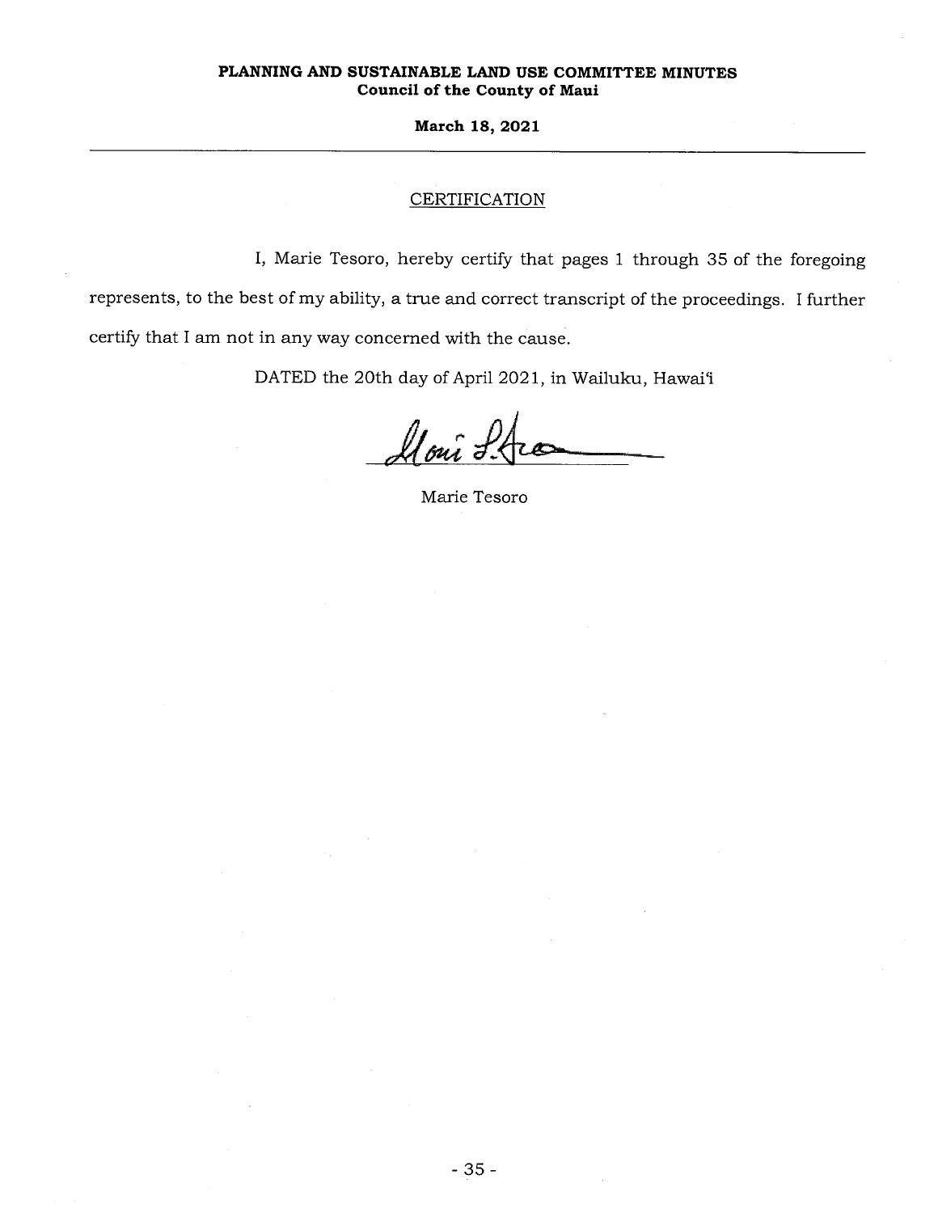**PLANNING AND SUSTAINABLE LAND USE COMMITTEE MINUTES**
**Council of the County of Maui**

**March 18, 2021**

---

CERTIFICATION

I, Marie Tesoro, hereby certify that pages 1 through 35 of the foregoing represents, to the best of my ability, a true and correct transcript of the proceedings. I further certify that I am not in any way concerned with the cause.

DATED the 20th day of April 2021, in Wailuku, Hawaiʻi

Marie Tesoro